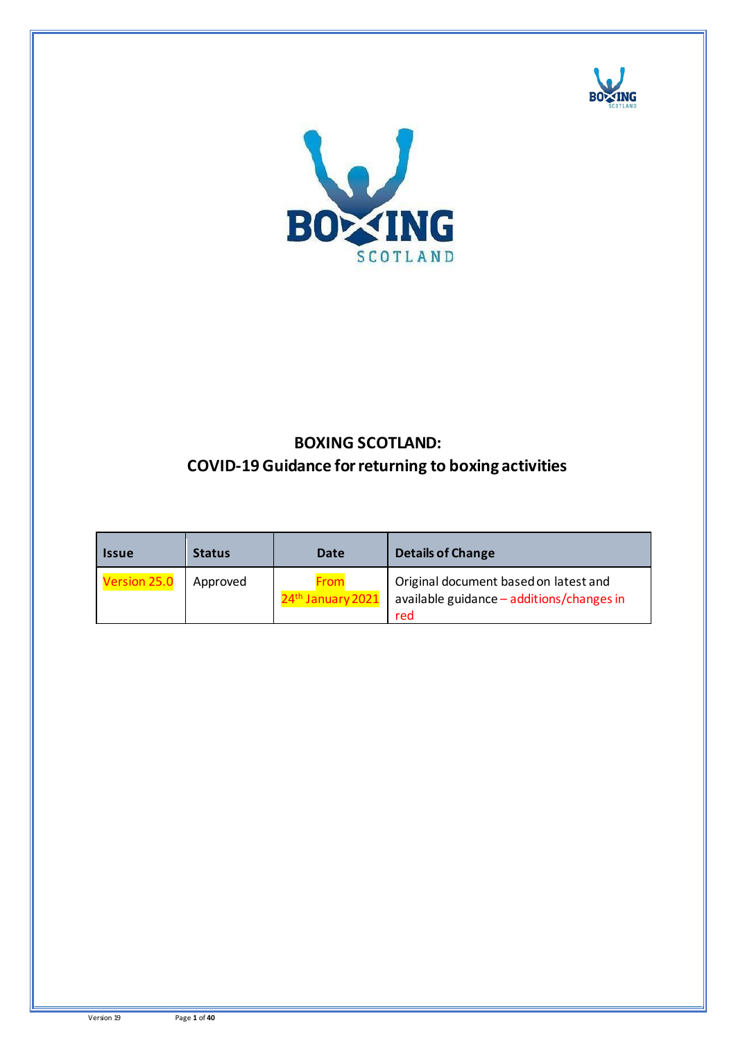# BOXING SCOTLAND:
## COVID-19 Guidance for returning to boxing activities

| Issue | Status | Date | Details of Change |
| --- | --- | --- | --- |
| Version 25.0 | Approved | From 24th January 2021 | Original document based on latest and available guidance – additions/changes in red |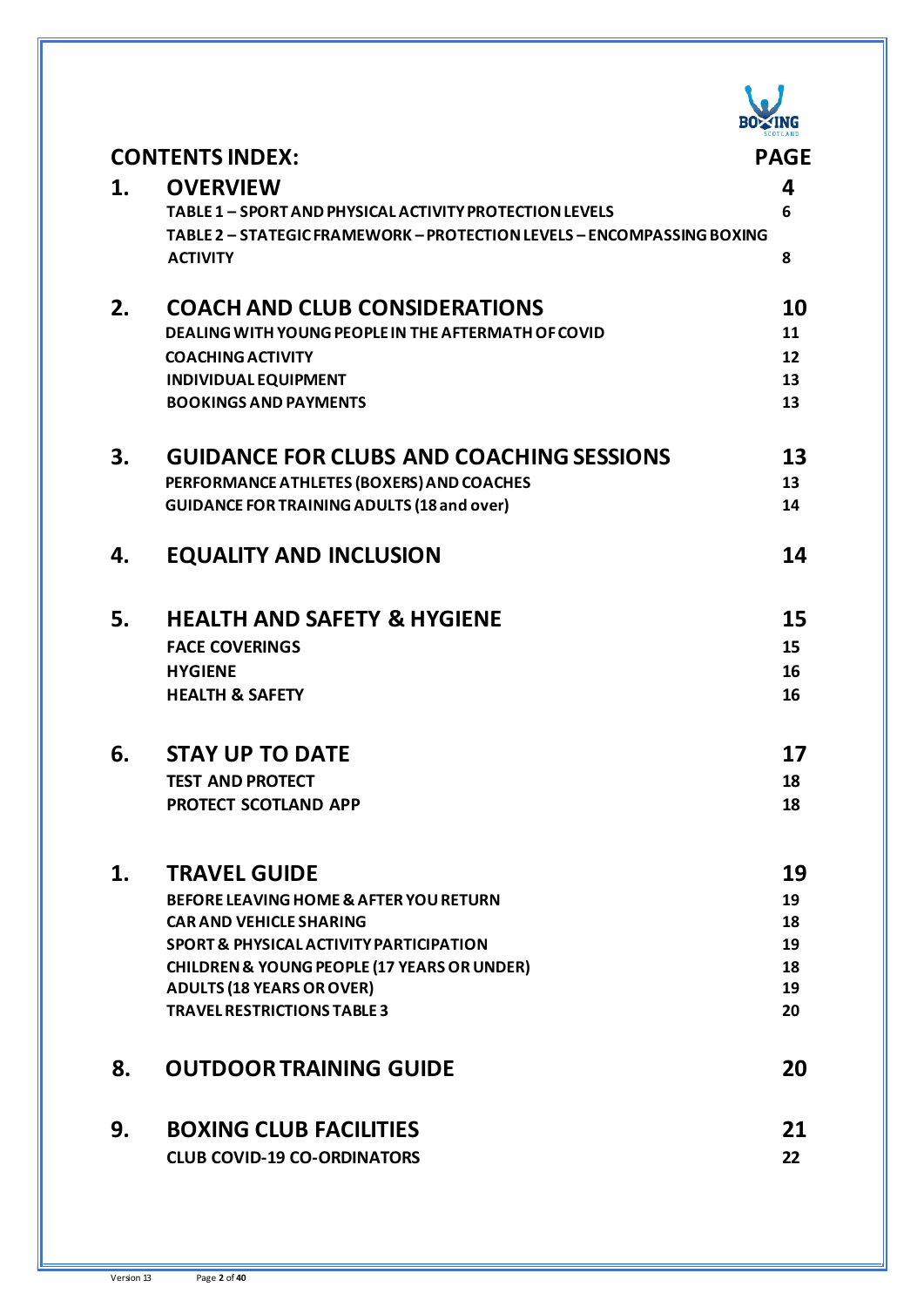# CONTENTS INDEX:

| | | PAGE |
|---|---|---|
| **1.** | **OVERVIEW** | **4** |
| | TABLE 1 – SPORT AND PHYSICAL ACTIVITY PROTECTION LEVELS | 6 |
| | TABLE 2 – STATEGIC FRAMEWORK – PROTECTION LEVELS – ENCOMPASSING BOXING ACTIVITY | 8 |
| **2.** | **COACH AND CLUB CONSIDERATIONS** | **10** |
| | DEALING WITH YOUNG PEOPLE IN THE AFTERMATH OF COVID | 11 |
| | COACHING ACTIVITY | 12 |
| | INDIVIDUAL EQUIPMENT | 13 |
| | BOOKINGS AND PAYMENTS | 13 |
| **3.** | **GUIDANCE FOR CLUBS AND COACHING SESSIONS** | **13** |
| | PERFORMANCE ATHLETES (BOXERS) AND COACHES | 13 |
| | GUIDANCE FOR TRAINING ADULTS (18 and over) | 14 |
| **4.** | **EQUALITY AND INCLUSION** | **14** |
| **5.** | **HEALTH AND SAFETY & HYGIENE** | **15** |
| | FACE COVERINGS | 15 |
| | HYGIENE | 16 |
| | HEALTH & SAFETY | 16 |
| **6.** | **STAY UP TO DATE** | **17** |
| | TEST AND PROTECT | 18 |
| | PROTECT SCOTLAND APP | 18 |
| **1.** | **TRAVEL GUIDE** | **19** |
| | BEFORE LEAVING HOME & AFTER YOU RETURN | 19 |
| | CAR AND VEHICLE SHARING | 18 |
| | SPORT & PHYSICAL ACTIVITY PARTICIPATION | 19 |
| | CHILDREN & YOUNG PEOPLE (17 YEARS OR UNDER) | 18 |
| | ADULTS (18 YEARS OR OVER) | 19 |
| | TRAVEL RESTRICTIONS TABLE 3 | 20 |
| **8.** | **OUTDOOR TRAINING GUIDE** | **20** |
| **9.** | **BOXING CLUB FACILITIES** | **21** |
| | CLUB COVID-19 CO-ORDINATORS | 22 |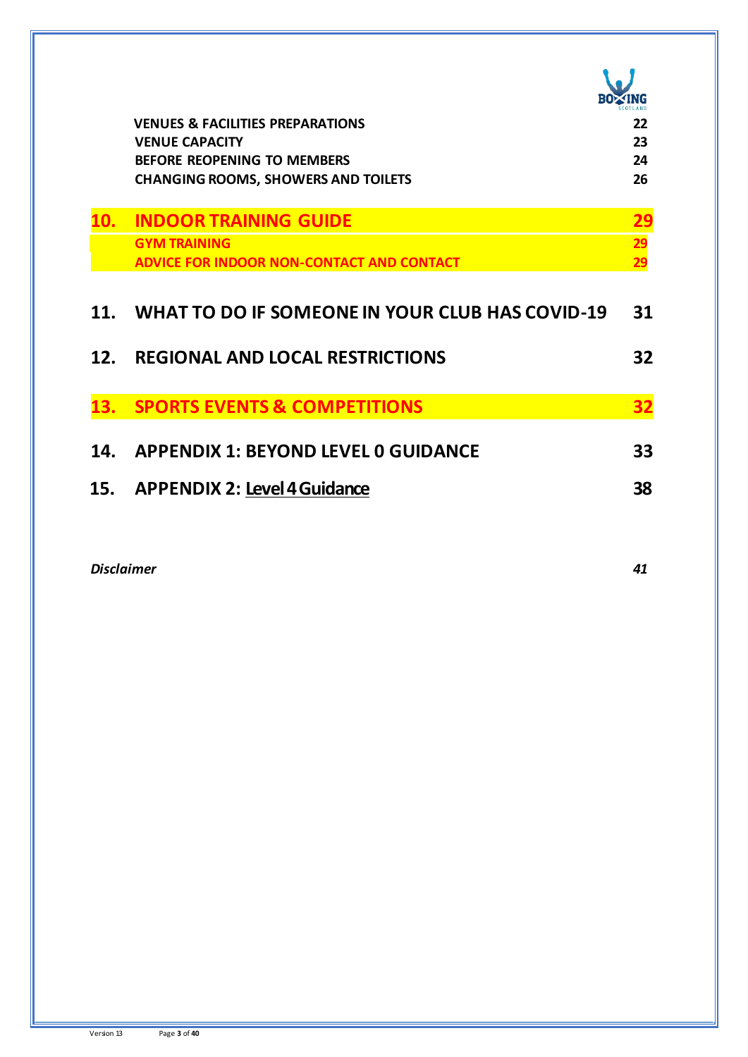| | | |
|---|---|---|
| | VENUES & FACILITIES PREPARATIONS | 22 |
| | VENUE CAPACITY | 23 |
| | BEFORE REOPENING TO MEMBERS | 24 |
| | CHANGING ROOMS, SHOWERS AND TOILETS | 26 |
| **10.** | **INDOOR TRAINING GUIDE** | **29** |
| | GYM TRAINING | 29 |
| | ADVICE FOR INDOOR NON-CONTACT AND CONTACT | 29 |
| **11.** | **WHAT TO DO IF SOMEONE IN YOUR CLUB HAS COVID-19** | **31** |
| **12.** | **REGIONAL AND LOCAL RESTRICTIONS** | **32** |
| **13.** | **SPORTS EVENTS & COMPETITIONS** | **32** |
| **14.** | **APPENDIX 1: BEYOND LEVEL 0 GUIDANCE** | **33** |
| **15.** | **APPENDIX 2: Level 4 Guidance** | **38** |

*Disclaimer* *41*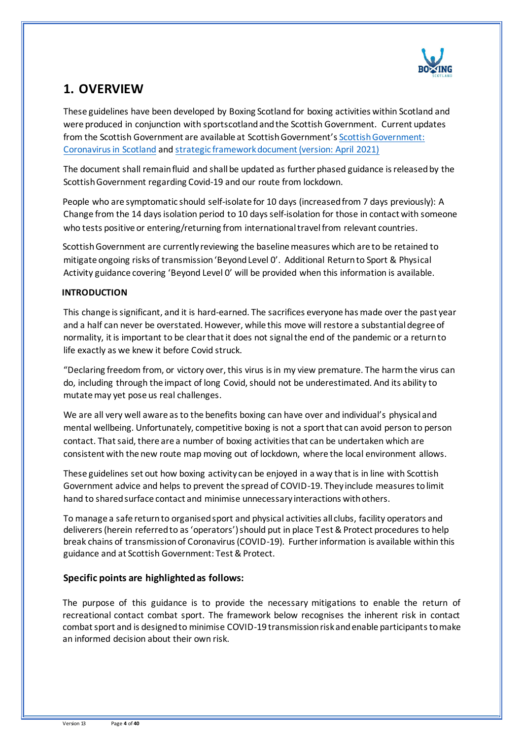# 1. OVERVIEW

These guidelines have been developed by Boxing Scotland for boxing activities within Scotland and were produced in conjunction with sportscotland and the Scottish Government. Current updates from the Scottish Government are available at Scottish Government's Scottish Government: Coronavirus in Scotland and strategic framework document (version: April 2021)

The document shall remain fluid and shall be updated as further phased guidance is released by the Scottish Government regarding Covid-19 and our route from lockdown.

People who are symptomatic should self-isolate for 10 days (increased from 7 days previously): A Change from the 14 days isolation period to 10 days self-isolation for those in contact with someone who tests positive or entering/returning from international travel from relevant countries.

Scottish Government are currently reviewing the baseline measures which are to be retained to mitigate ongoing risks of transmission 'Beyond Level 0'. Additional Return to Sport & Physical Activity guidance covering 'Beyond Level 0' will be provided when this information is available.

**INTRODUCTION**

This change is significant, and it is hard-earned. The sacrifices everyone has made over the past year and a half can never be overstated. However, while this move will restore a substantial degree of normality, it is important to be clear that it does not signal the end of the pandemic or a return to life exactly as we knew it before Covid struck.

"Declaring freedom from, or victory over, this virus is in my view premature. The harm the virus can do, including through the impact of long Covid, should not be underestimated. And its ability to mutate may yet pose us real challenges.

We are all very well aware as to the benefits boxing can have over and individual's physical and mental wellbeing. Unfortunately, competitive boxing is not a sport that can avoid person to person contact. That said, there are a number of boxing activities that can be undertaken which are consistent with the new route map moving out of lockdown, where the local environment allows.

These guidelines set out how boxing activity can be enjoyed in a way that is in line with Scottish Government advice and helps to prevent the spread of COVID-19. They include measures to limit hand to shared surface contact and minimise unnecessary interactions with others.

To manage a safe return to organised sport and physical activities all clubs, facility operators and deliverers (herein referred to as 'operators') should put in place Test & Protect procedures to help break chains of transmission of Coronavirus (COVID-19). Further information is available within this guidance and at Scottish Government: Test & Protect.

**Specific points are highlighted as follows:**

The purpose of this guidance is to provide the necessary mitigations to enable the return of recreational contact combat sport. The framework below recognises the inherent risk in contact combat sport and is designed to minimise COVID-19 transmission risk and enable participants to make an informed decision about their own risk.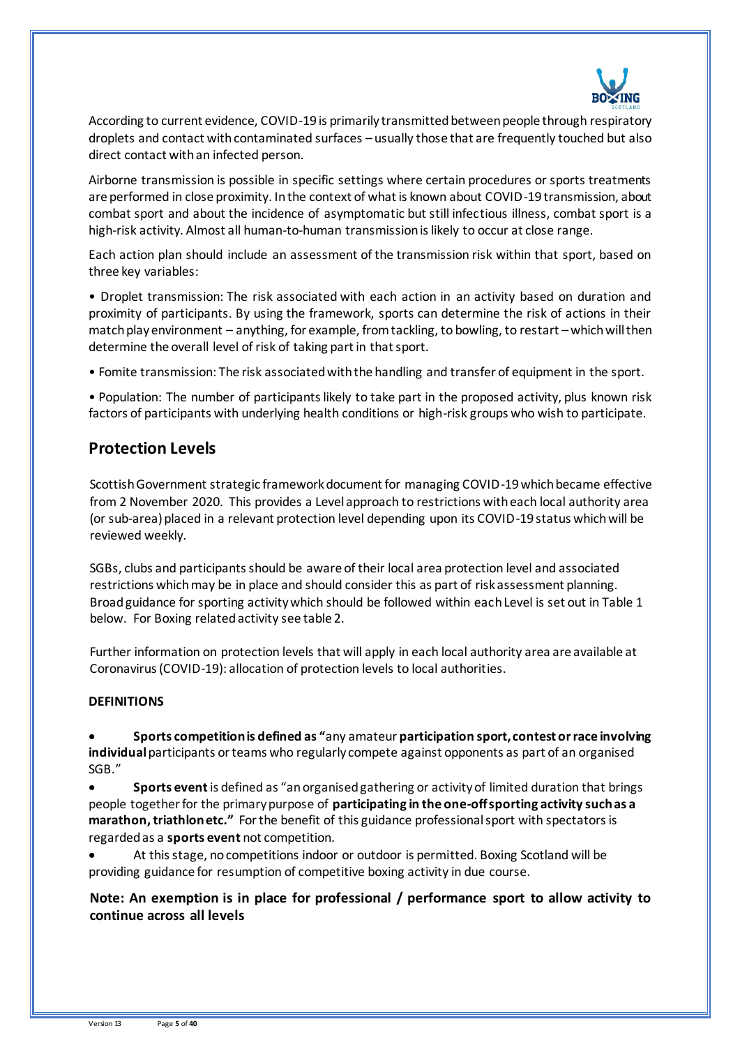According to current evidence, COVID-19 is primarily transmitted between people through respiratory droplets and contact with contaminated surfaces – usually those that are frequently touched but also direct contact with an infected person.

Airborne transmission is possible in specific settings where certain procedures or sports treatments are performed in close proximity. In the context of what is known about COVID-19 transmission, about combat sport and about the incidence of asymptomatic but still infectious illness, combat sport is a high-risk activity. Almost all human-to-human transmission is likely to occur at close range.

Each action plan should include an assessment of the transmission risk within that sport, based on three key variables:

• Droplet transmission: The risk associated with each action in an activity based on duration and proximity of participants. By using the framework, sports can determine the risk of actions in their match play environment – anything, for example, from tackling, to bowling, to restart – which will then determine the overall level of risk of taking part in that sport.

• Fomite transmission: The risk associated with the handling and transfer of equipment in the sport.

• Population: The number of participants likely to take part in the proposed activity, plus known risk factors of participants with underlying health conditions or high-risk groups who wish to participate.

## Protection Levels

Scottish Government strategic framework document for managing COVID-19 which became effective from 2 November 2020. This provides a Level approach to restrictions with each local authority area (or sub-area) placed in a relevant protection level depending upon its COVID-19 status which will be reviewed weekly.

SGBs, clubs and participants should be aware of their local area protection level and associated restrictions which may be in place and should consider this as part of risk assessment planning. Broad guidance for sporting activity which should be followed within each Level is set out in Table 1 below. For Boxing related activity see table 2.

Further information on protection levels that will apply in each local authority area are available at Coronavirus (COVID-19): allocation of protection levels to local authorities.

**DEFINITIONS**

- **Sports competition is defined as "**any amateur **participation sport, contest or race involving individual** participants or teams who regularly compete against opponents as part of an organised SGB."
- **Sports event** is defined as "an organised gathering or activity of limited duration that brings people together for the primary purpose of **participating in the one-off sporting activity such as a marathon, triathlon etc."** For the benefit of this guidance professional sport with spectators is regarded as a **sports event** not competition.
- At this stage, no competitions indoor or outdoor is permitted. Boxing Scotland will be providing guidance for resumption of competitive boxing activity in due course.

**Note: An exemption is in place for professional / performance sport to allow activity to continue across all levels**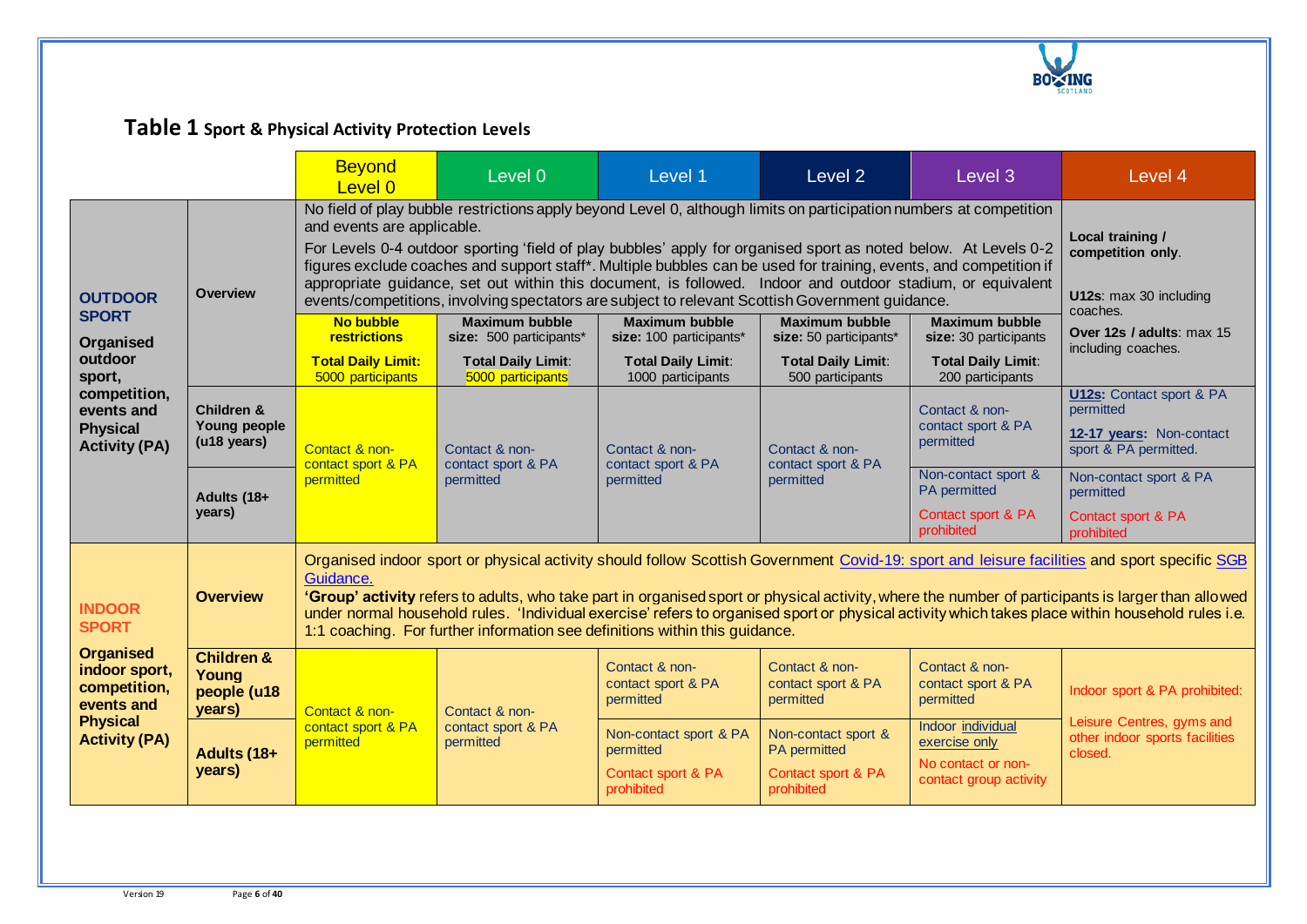## Table 1 Sport & Physical Activity Protection Levels

| | | Beyond Level 0 | Level 0 | Level 1 | Level 2 | Level 3 | Level 4 |
|---|---|---|---|---|---|---|---|
| **OUTDOOR SPORT** **Organised outdoor sport, competition, events and Physical Activity (PA)** | **Overview** | No field of play bubble restrictions apply beyond Level 0, although limits on participation numbers at competition and events are applicable. For Levels 0-4 outdoor sporting 'field of play bubbles' apply for organised sport as noted below. At Levels 0-2 figures exclude coaches and support staff*. Multiple bubbles can be used for training, events, and competition if appropriate guidance, set out within this document, is followed. Indoor and outdoor stadium, or equivalent events/competitions, involving spectators are subject to relevant Scottish Government guidance. | | | | | **Local training / competition only**. **U12s**: max 30 including coaches. **Over 12s / adults**: max 15 including coaches. |
| | | **No bubble restrictions** **Total Daily Limit:** 5000 participants | **Maximum bubble size:** 500 participants* **Total Daily Limit**: 5000 participants | **Maximum bubble size:** 100 participants* **Total Daily Limit**: 1000 participants | **Maximum bubble size:** 50 participants* **Total Daily Limit**: 500 participants | **Maximum bubble size:** 30 participants **Total Daily Limit**: 200 participants | |
| | **Children & Young people (u18 years)** | Contact & non-contact sport & PA permitted | Contact & non-contact sport & PA permitted | Contact & non-contact sport & PA permitted | Contact & non-contact sport & PA permitted | Contact & non-contact sport & PA permitted | **U12s:** Contact sport & PA permitted **12-17 years:** Non-contact sport & PA permitted. |
| | **Adults (18+ years)** | | | | | Non-contact sport & PA permitted Contact sport & PA prohibited | Non-contact sport & PA permitted Contact sport & PA prohibited |
| **INDOOR SPORT** **Organised indoor sport, competition, events and Physical Activity (PA)** | **Overview** | Organised indoor sport or physical activity should follow Scottish Government Covid-19: sport and leisure facilities and sport specific SGB Guidance. **'Group' activity** refers to adults, who take part in organised sport or physical activity, where the number of participants is larger than allowed under normal household rules. 'Individual exercise' refers to organised sport or physical activity which takes place within household rules i.e. 1:1 coaching. For further information see definitions within this guidance. | | | | | |
| | **Children & Young people (u18 years)** | Contact & non-contact sport & PA permitted | Contact & non-contact sport & PA permitted | Contact & non-contact sport & PA permitted | Contact & non-contact sport & PA permitted | Contact & non-contact sport & PA permitted | Indoor sport & PA prohibited: Leisure Centres, gyms and other indoor sports facilities closed. |
| | **Adults (18+ years)** | | | Non-contact sport & PA permitted Contact sport & PA prohibited | Non-contact sport & PA permitted Contact sport & PA prohibited | Indoor individual exercise only No contact or non-contact group activity | |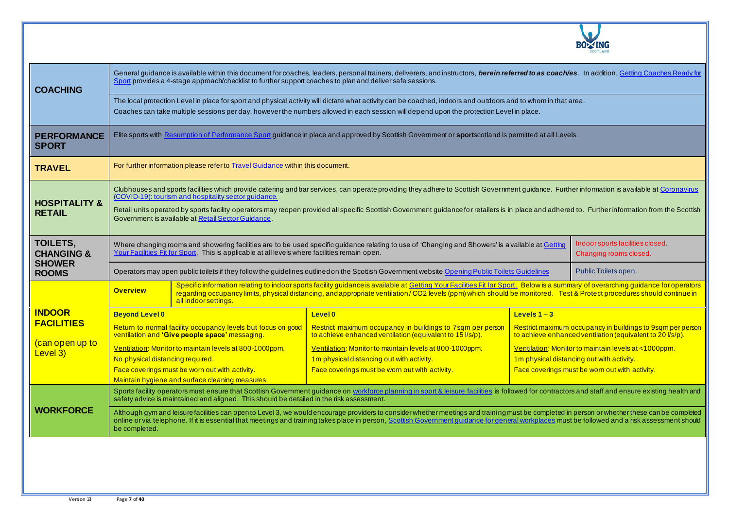| | | | | |
|---|---|---|---|---|
| **COACHING** | General guidance is available within this document for coaches, leaders, personal trainers, deliverers, and instructors, ***herein referred to as coach/es***. In addition, [Getting Coaches Ready for Sport] provides a 4-stage approach/checklist to further support coaches to plan and deliver safe sessions.<br><br>The local protection Level in place for sport and physical activity will dictate what activity can be coached, indoors and outdoors and to whom in that area.<br>Coaches can take multiple sessions per day, however the numbers allowed in each session will depend upon the protection Level in place. | | | |
| **PERFORMANCE SPORT** | Elite sports with [Resumption of Performance Sport] guidance in place and approved by Scottish Government or **sport**scotland is permitted at all Levels. | | | |
| **TRAVEL** | For further information please refer to [Travel Guidance] within this document. | | | |
| **HOSPITALITY & RETAIL** | Clubhouses and sports facilities which provide catering and bar services, can operate providing they adhere to Scottish Government guidance. Further information is available at [Coronavirus (COVID-19): tourism and hospitality sector guidance.]<br><br>Retail units operated by sports facility operators may reopen provided all specific Scottish Government guidance for retailers is in place and adhered to. Further information from the Scottish Government is available at [Retail Sector Guidance]. | | | |
| **TOILETS, CHANGING & SHOWER ROOMS** | Where changing rooms and showering facilities are to be used specific guidance relating to use of 'Changing and Showers' is available at [Getting Your Facilities Fit for Sport]. This is applicable at all levels where facilities remain open. | | | Indoor sports facilities closed.<br>Changing rooms closed. |
| | Operators may open public toilets if they follow the guidelines outlined on the Scottish Government website [Opening Public Toilets Guidelines] | | | Public Toilets open. |
| **INDOOR FACILITIES**<br><br>(can open up to Level 3) | **Overview** | Specific information relating to indoor sports facility guidance is available at [Getting Your Facilities Fit for Sport.] Below is a summary of overarching guidance for operators regarding occupancy limits, physical distancing, and appropriate ventilation / CO2 levels (ppm) which should be monitored. Test & Protect procedures should continue in all indoor settings. | | |
| | **Beyond Level 0**<br><br>Return to normal facility occupancy levels but focus on good ventilation and **'Give people space'** messaging.<br><br>Ventilation: Monitor to maintain levels at 800-1000ppm.<br>No physical distancing required.<br>Face coverings must be worn out with activity.<br>Maintain hygiene and surface cleaning measures. | | **Level 0**<br><br>Restrict maximum occupancy in buildings to 7sqm per person to achieve enhanced ventilation (equivalent to 15 l/s/p).<br><br>Ventilation: Monitor to maintain levels at 800-1000ppm.<br>1m physical distancing out with activity.<br>Face coverings must be worn out with activity. | **Levels 1 – 3**<br><br>Restrict maximum occupancy in buildings to 9sqm per person to achieve enhanced ventilation (equivalent to 20 l/s/p).<br><br>Ventilation: Monitor to maintain levels at <1000ppm.<br>1m physical distancing out with activity.<br>Face coverings must be worn out with activity. |
| **WORKFORCE** | Sports facility operators must ensure that Scottish Government guidance on [workforce planning in sport & leisure facilities] is followed for contractors and staff and ensure existing health and safety advice is maintained and aligned. This should be detailed in the risk assessment.<br><br>Although gym and leisure facilities can open to Level 3, we would encourage providers to consider whether meetings and training must be completed in person or whether these can be completed online or via telephone. If it is essential that meetings and training takes place in person, [Scottish Government guidance for general workplaces] must be followed and a risk assessment should be completed. | | | |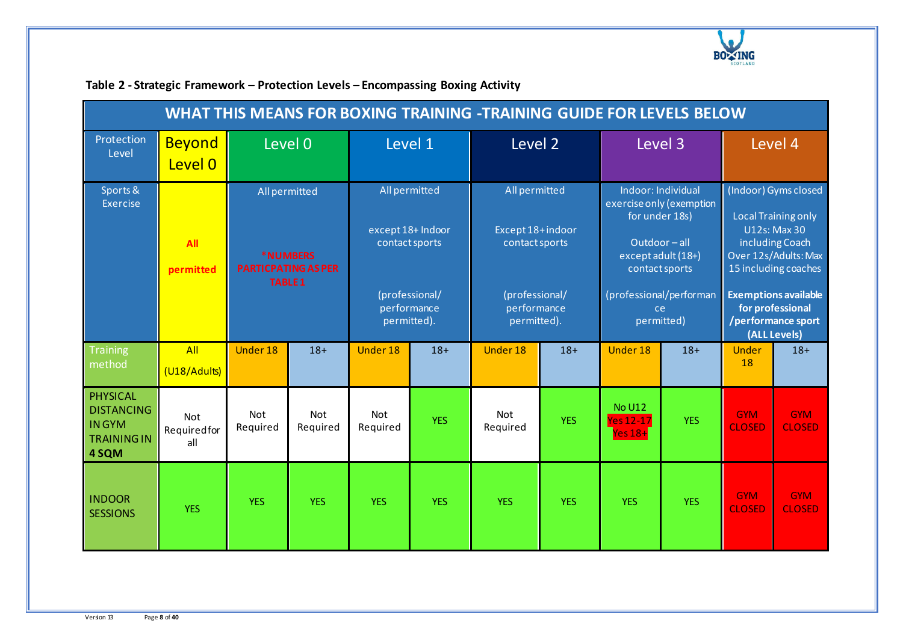**Table 2 - Strategic Framework – Protection Levels – Encompassing Boxing Activity**

| WHAT THIS MEANS FOR BOXING TRAINING -TRAINING GUIDE FOR LEVELS BELOW | | | | | | | | | | |
|---|---|---|---|---|---|---|---|---|---|---|
| Protection Level | Beyond Level 0 | Level 0 | | Level 1 | | Level 2 | | Level 3 | | Level 4 | |
| Sports & Exercise | All permitted | All permitted *NUMBERS PARTICPATING AS PER TABLE 1 | | All permitted except 18+ Indoor contact sports (professional/ performance permitted). | | All permitted Except 18+ indoor contact sports (professional/ performance permitted). | | Indoor: Individual exercise only (exemption for under 18s) Outdoor – all except adult (18+) contact sports (professional/performance permitted) | | (Indoor) Gyms closed Local Training only U12s: Max 30 including Coach Over 12s/Adults: Max 15 including coaches **Exemptions available for professional /performance sport (ALL Levels)** | |
| Training method | All (U18/Adults) | Under 18 | 18+ | Under 18 | 18+ | Under 18 | 18+ | Under 18 | 18+ | Under 18 | 18+ |
| PHYSICAL DISTANCING IN GYM TRAINING IN **4 SQM** | Not Required for all | Not Required | Not Required | Not Required | YES | Not Required | YES | No U12 Yes 12-17 Yes 18+ | YES | GYM CLOSED | GYM CLOSED |
| INDOOR SESSIONS | YES | YES | YES | YES | YES | YES | YES | YES | YES | GYM CLOSED | GYM CLOSED |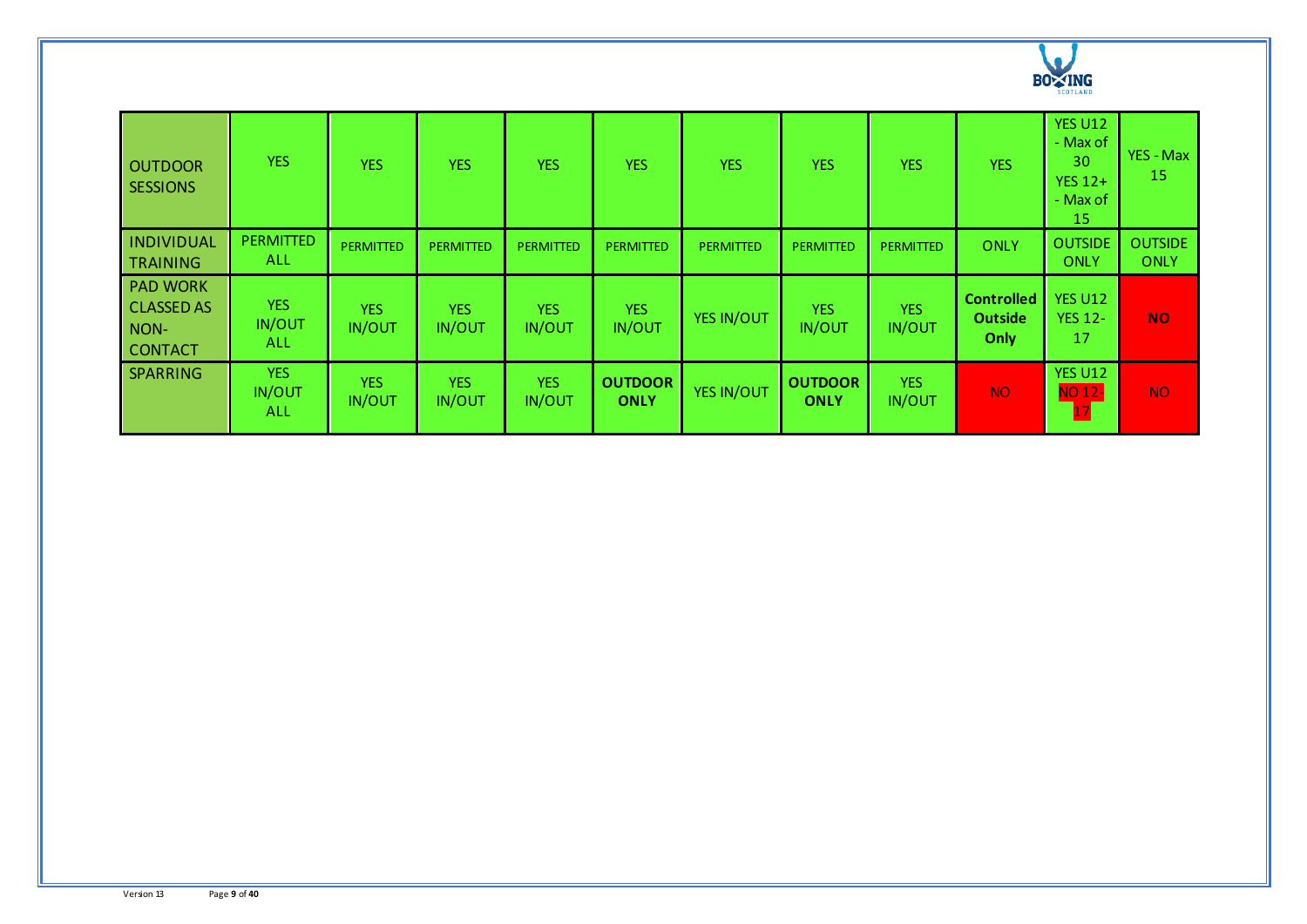| | | | | | | | | | | | |
|---|---|---|---|---|---|---|---|---|---|---|---|
| OUTDOOR SESSIONS | YES | YES | YES | YES | YES | YES | YES | YES | YES | YES U12 - Max of 30 YES 12+ - Max of 15 | YES - Max 15 |
| INDIVIDUAL TRAINING | PERMITTED ALL | PERMITTED | PERMITTED | PERMITTED | PERMITTED | PERMITTED | PERMITTED | PERMITTED | ONLY | OUTSIDE ONLY | OUTSIDE ONLY |
| PAD WORK CLASSED AS NON-CONTACT | YES IN/OUT ALL | YES IN/OUT | YES IN/OUT | YES IN/OUT | YES IN/OUT | YES IN/OUT | YES IN/OUT | YES IN/OUT | **Controlled Outside Only** | YES U12 YES 12-17 | **NO** |
| SPARRING | YES IN/OUT ALL | YES IN/OUT | YES IN/OUT | YES IN/OUT | **OUTDOOR ONLY** | YES IN/OUT | **OUTDOOR ONLY** | YES IN/OUT | NO | YES U12 NO 12-17 | NO |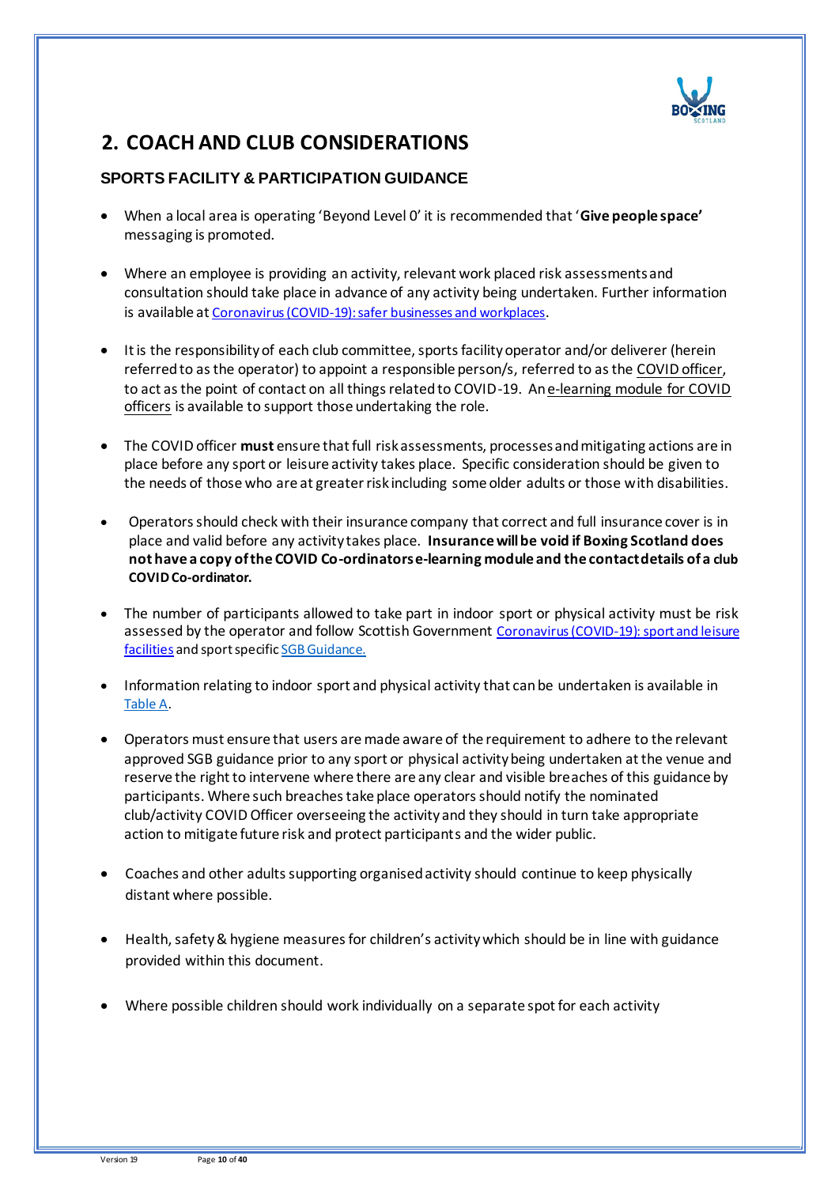## 2. COACH AND CLUB CONSIDERATIONS

### SPORTS FACILITY & PARTICIPATION GUIDANCE

- When a local area is operating 'Beyond Level 0' it is recommended that '**Give people space'** messaging is promoted.

- Where an employee is providing an activity, relevant work placed risk assessments and consultation should take place in advance of any activity being undertaken. Further information is available at Coronavirus (COVID-19): safer businesses and workplaces.

- It is the responsibility of each club committee, sports facility operator and/or deliverer (herein referred to as the operator) to appoint a responsible person/s, referred to as the COVID officer, to act as the point of contact on all things related to COVID-19. An e-learning module for COVID officers is available to support those undertaking the role.

- The COVID officer **must** ensure that full risk assessments, processes and mitigating actions are in place before any sport or leisure activity takes place. Specific consideration should be given to the needs of those who are at greater risk including some older adults or those with disabilities.

- Operators should check with their insurance company that correct and full insurance cover is in place and valid before any activity takes place. **Insurance will be void if Boxing Scotland does not have a copy of the COVID Co-ordinators e-learning module and the contact details of a club COVID Co-ordinator.**

- The number of participants allowed to take part in indoor sport or physical activity must be risk assessed by the operator and follow Scottish Government Coronavirus (COVID-19): sport and leisure facilities and sport specific SGB Guidance.

- Information relating to indoor sport and physical activity that can be undertaken is available in Table A.

- Operators must ensure that users are made aware of the requirement to adhere to the relevant approved SGB guidance prior to any sport or physical activity being undertaken at the venue and reserve the right to intervene where there are any clear and visible breaches of this guidance by participants. Where such breaches take place operators should notify the nominated club/activity COVID Officer overseeing the activity and they should in turn take appropriate action to mitigate future risk and protect participants and the wider public.

- Coaches and other adults supporting organised activity should continue to keep physically distant where possible.

- Health, safety & hygiene measures for children's activity which should be in line with guidance provided within this document.

- Where possible children should work individually on a separate spot for each activity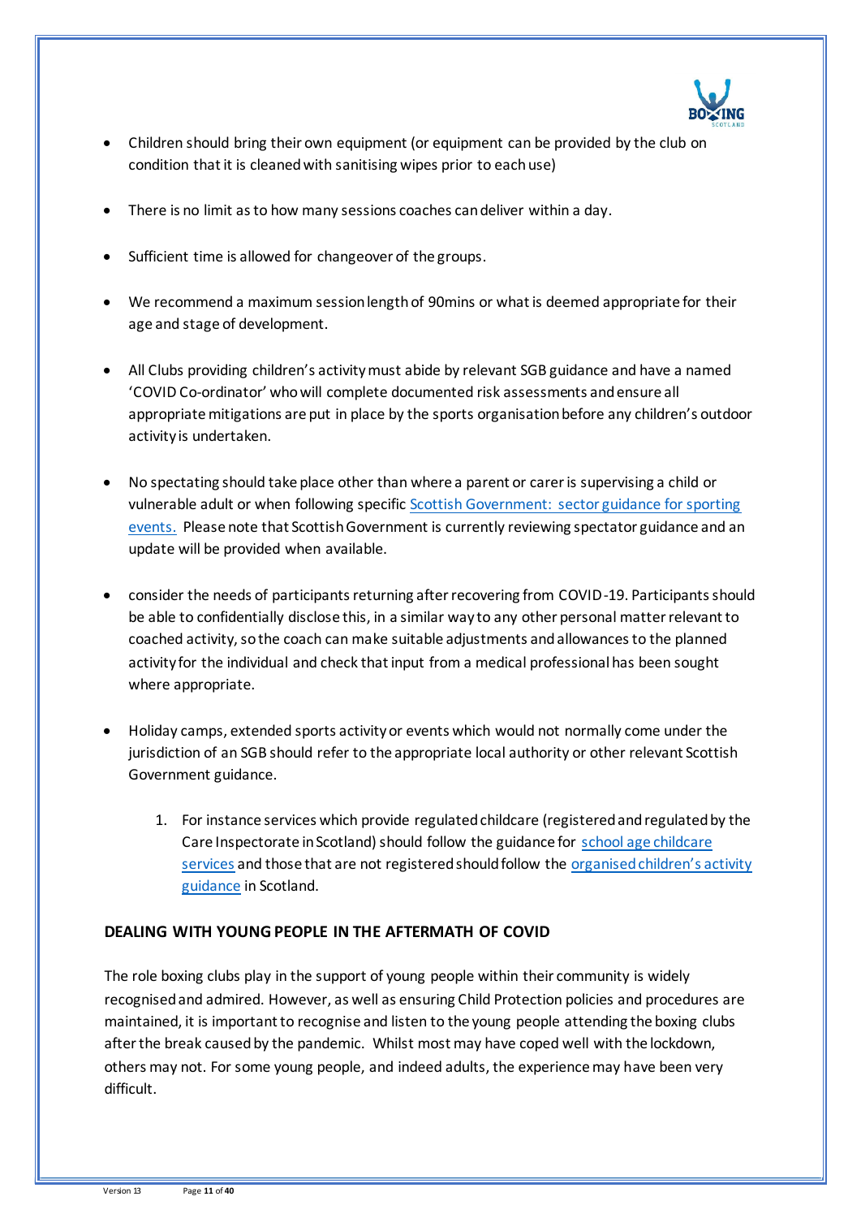- Children should bring their own equipment (or equipment can be provided by the club on condition that it is cleaned with sanitising wipes prior to each use)

- There is no limit as to how many sessions coaches can deliver within a day.

- Sufficient time is allowed for changeover of the groups.

- We recommend a maximum session length of 90mins or what is deemed appropriate for their age and stage of development.

- All Clubs providing children's activity must abide by relevant SGB guidance and have a named 'COVID Co-ordinator' who will complete documented risk assessments and ensure all appropriate mitigations are put in place by the sports organisation before any children's outdoor activity is undertaken.

- No spectating should take place other than where a parent or carer is supervising a child or vulnerable adult or when following specific Scottish Government: sector guidance for sporting events. Please note that Scottish Government is currently reviewing spectator guidance and an update will be provided when available.

- consider the needs of participants returning after recovering from COVID-19. Participants should be able to confidentially disclose this, in a similar way to any other personal matter relevant to coached activity, so the coach can make suitable adjustments and allowances to the planned activity for the individual and check that input from a medical professional has been sought where appropriate.

- Holiday camps, extended sports activity or events which would not normally come under the jurisdiction of an SGB should refer to the appropriate local authority or other relevant Scottish Government guidance.

    1. For instance services which provide regulated childcare (registered and regulated by the Care Inspectorate in Scotland) should follow the guidance for school age childcare services and those that are not registered should follow the organised children's activity guidance in Scotland.

**DEALING WITH YOUNG PEOPLE IN THE AFTERMATH OF COVID**

The role boxing clubs play in the support of young people within their community is widely recognised and admired. However, as well as ensuring Child Protection policies and procedures are maintained, it is important to recognise and listen to the young people attending the boxing clubs after the break caused by the pandemic. Whilst most may have coped well with the lockdown, others may not. For some young people, and indeed adults, the experience may have been very difficult.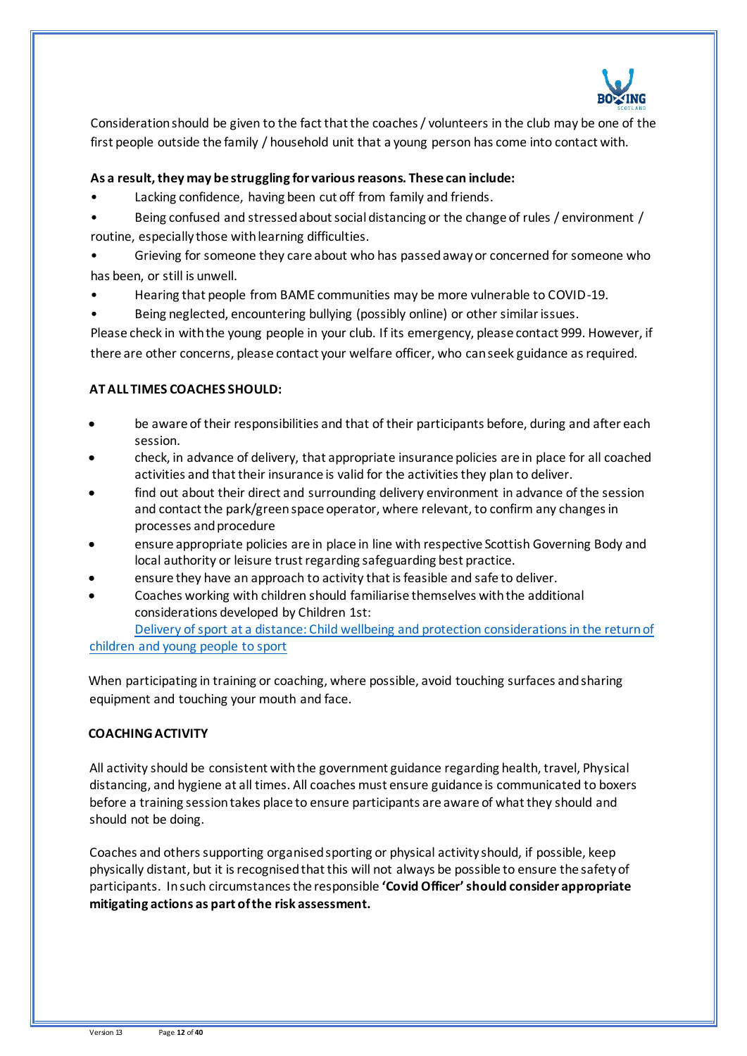Consideration should be given to the fact that the coaches / volunteers in the club may be one of the first people outside the family / household unit that a young person has come into contact with.

**As a result, they may be struggling for various reasons. These can include:**

- Lacking confidence, having been cut off from family and friends.
- Being confused and stressed about social distancing or the change of rules / environment / routine, especially those with learning difficulties.
- Grieving for someone they care about who has passed away or concerned for someone who has been, or still is unwell.
- Hearing that people from BAME communities may be more vulnerable to COVID-19.
- Being neglected, encountering bullying (possibly online) or other similar issues.

Please check in with the young people in your club. If its emergency, please contact 999. However, if there are other concerns, please contact your welfare officer, who can seek guidance as required.

**AT ALL TIMES COACHES SHOULD:**

- be aware of their responsibilities and that of their participants before, during and after each session.
- check, in advance of delivery, that appropriate insurance policies are in place for all coached activities and that their insurance is valid for the activities they plan to deliver.
- find out about their direct and surrounding delivery environment in advance of the session and contact the park/green space operator, where relevant, to confirm any changes in processes and procedure
- ensure appropriate policies are in place in line with respective Scottish Governing Body and local authority or leisure trust regarding safeguarding best practice.
- ensure they have an approach to activity that is feasible and safe to deliver.
- Coaches working with children should familiarise themselves with the additional considerations developed by Children 1st:
  Delivery of sport at a distance: Child wellbeing and protection considerations in the return of children and young people to sport

When participating in training or coaching, where possible, avoid touching surfaces and sharing equipment and touching your mouth and face.

**COACHING ACTIVITY**

All activity should be consistent with the government guidance regarding health, travel, Physical distancing, and hygiene at all times. All coaches must ensure guidance is communicated to boxers before a training session takes place to ensure participants are aware of what they should and should not be doing.

Coaches and others supporting organised sporting or physical activity should, if possible, keep physically distant, but it is recognised that this will not always be possible to ensure the safety of participants. In such circumstances the responsible **'Covid Officer' should consider appropriate mitigating actions as part of the risk assessment.**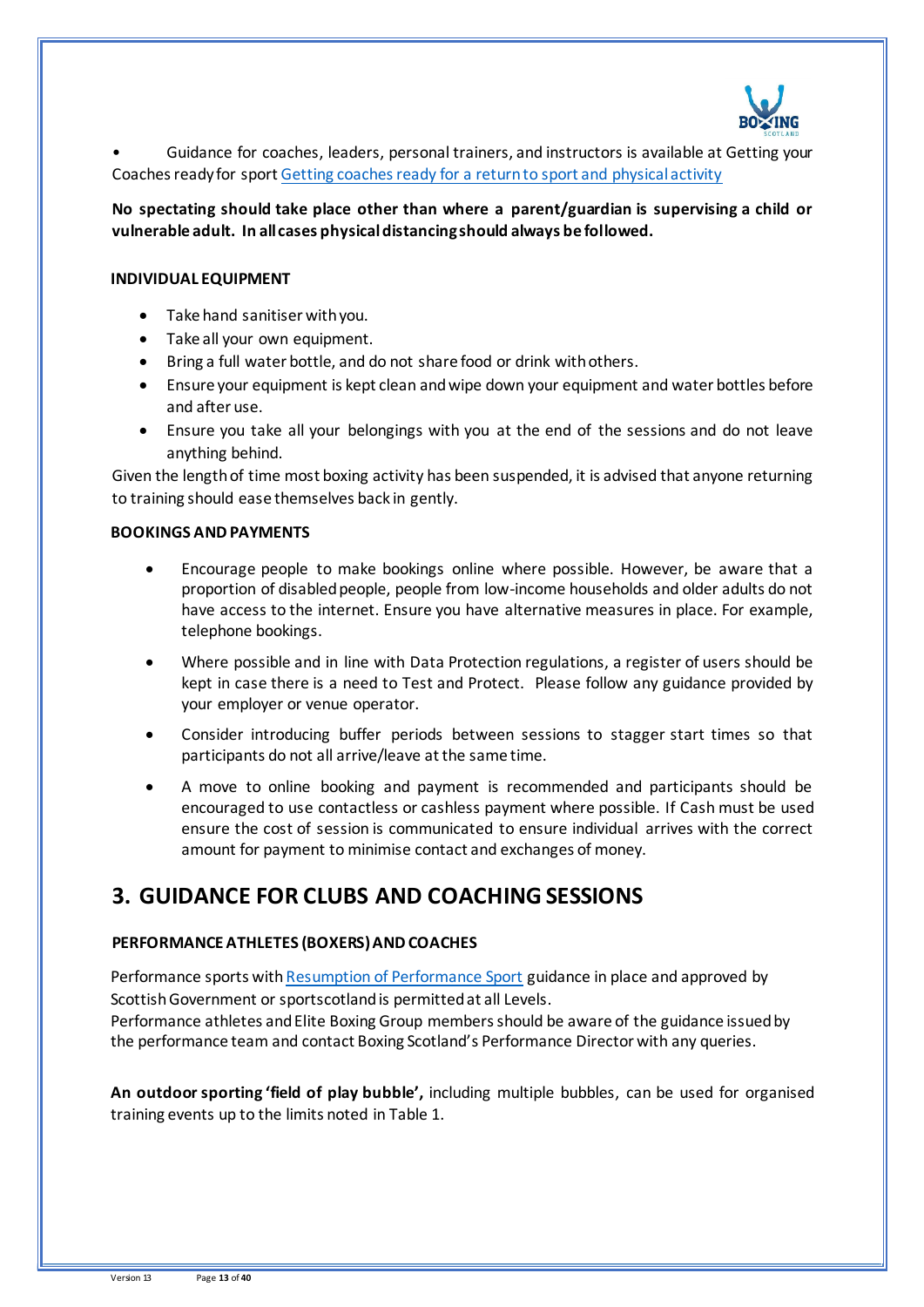- Guidance for coaches, leaders, personal trainers, and instructors is available at Getting your Coaches ready for sport [Getting coaches ready for a return to sport and physical activity]

**No spectating should take place other than where a parent/guardian is supervising a child or vulnerable adult. In all cases physical distancing should always be followed.**

**INDIVIDUAL EQUIPMENT**

- Take hand sanitiser with you.
- Take all your own equipment.
- Bring a full water bottle, and do not share food or drink with others.
- Ensure your equipment is kept clean and wipe down your equipment and water bottles before and after use.
- Ensure you take all your belongings with you at the end of the sessions and do not leave anything behind.

Given the length of time most boxing activity has been suspended, it is advised that anyone returning to training should ease themselves back in gently.

**BOOKINGS AND PAYMENTS**

- Encourage people to make bookings online where possible. However, be aware that a proportion of disabled people, people from low-income households and older adults do not have access to the internet. Ensure you have alternative measures in place. For example, telephone bookings.
- Where possible and in line with Data Protection regulations, a register of users should be kept in case there is a need to Test and Protect. Please follow any guidance provided by your employer or venue operator.
- Consider introducing buffer periods between sessions to stagger start times so that participants do not all arrive/leave at the same time.
- A move to online booking and payment is recommended and participants should be encouraged to use contactless or cashless payment where possible. If Cash must be used ensure the cost of session is communicated to ensure individual arrives with the correct amount for payment to minimise contact and exchanges of money.

# 3. GUIDANCE FOR CLUBS AND COACHING SESSIONS

**PERFORMANCE ATHLETES (BOXERS) AND COACHES**

Performance sports with Resumption of Performance Sport guidance in place and approved by Scottish Government or sportscotland is permitted at all Levels.
Performance athletes and Elite Boxing Group members should be aware of the guidance issued by the performance team and contact Boxing Scotland's Performance Director with any queries.

**An outdoor sporting 'field of play bubble',** including multiple bubbles, can be used for organised training events up to the limits noted in Table 1.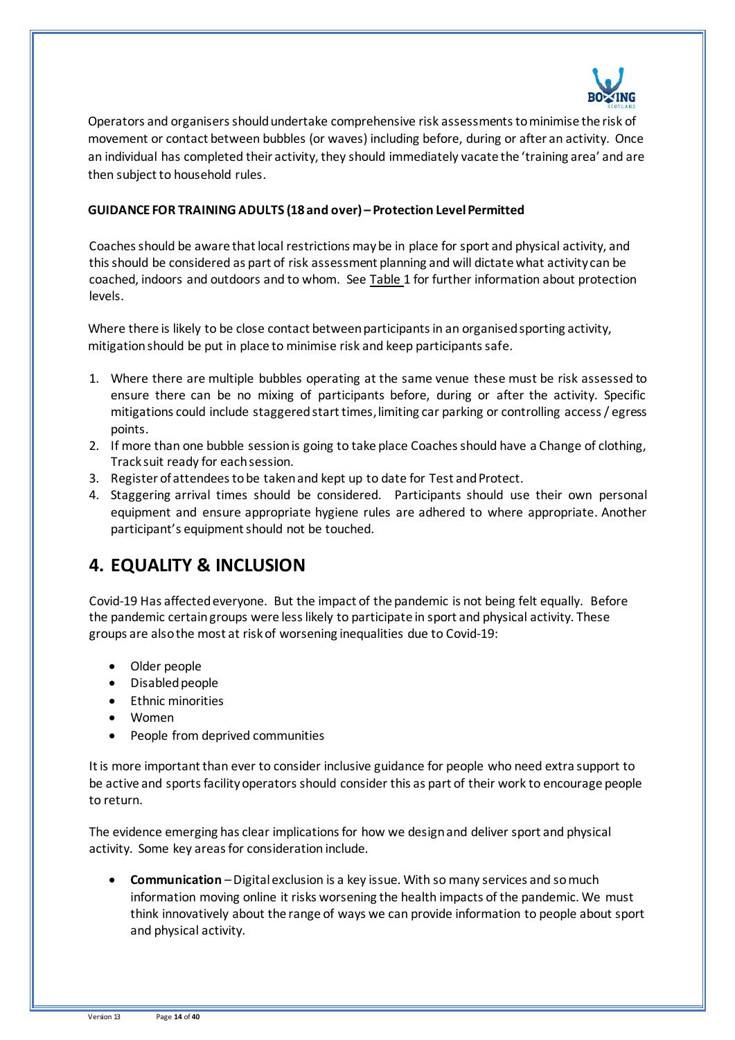Operators and organisers should undertake comprehensive risk assessments to minimise the risk of movement or contact between bubbles (or waves) including before, during or after an activity. Once an individual has completed their activity, they should immediately vacate the 'training area' and are then subject to household rules.

**GUIDANCE FOR TRAINING ADULTS (18 and over) – Protection Level Permitted**

Coaches should be aware that local restrictions may be in place for sport and physical activity, and this should be considered as part of risk assessment planning and will dictate what activity can be coached, indoors and outdoors and to whom. See Table 1 for further information about protection levels.

Where there is likely to be close contact between participants in an organised sporting activity, mitigation should be put in place to minimise risk and keep participants safe.

1. Where there are multiple bubbles operating at the same venue these must be risk assessed to ensure there can be no mixing of participants before, during or after the activity. Specific mitigations could include staggered start times, limiting car parking or controlling access / egress points.
2. If more than one bubble session is going to take place Coaches should have a Change of clothing, Track suit ready for each session.
3. Register of attendees to be taken and kept up to date for Test and Protect.
4. Staggering arrival times should be considered. Participants should use their own personal equipment and ensure appropriate hygiene rules are adhered to where appropriate. Another participant's equipment should not be touched.

# 4. EQUALITY & INCLUSION

Covid-19 Has affected everyone. But the impact of the pandemic is not being felt equally. Before the pandemic certain groups were less likely to participate in sport and physical activity. These groups are also the most at risk of worsening inequalities due to Covid-19:

- Older people
- Disabled people
- Ethnic minorities
- Women
- People from deprived communities

It is more important than ever to consider inclusive guidance for people who need extra support to be active and sports facility operators should consider this as part of their work to encourage people to return.

The evidence emerging has clear implications for how we design and deliver sport and physical activity. Some key areas for consideration include.

- **Communication** – Digital exclusion is a key issue. With so many services and so much information moving online it risks worsening the health impacts of the pandemic. We must think innovatively about the range of ways we can provide information to people about sport and physical activity.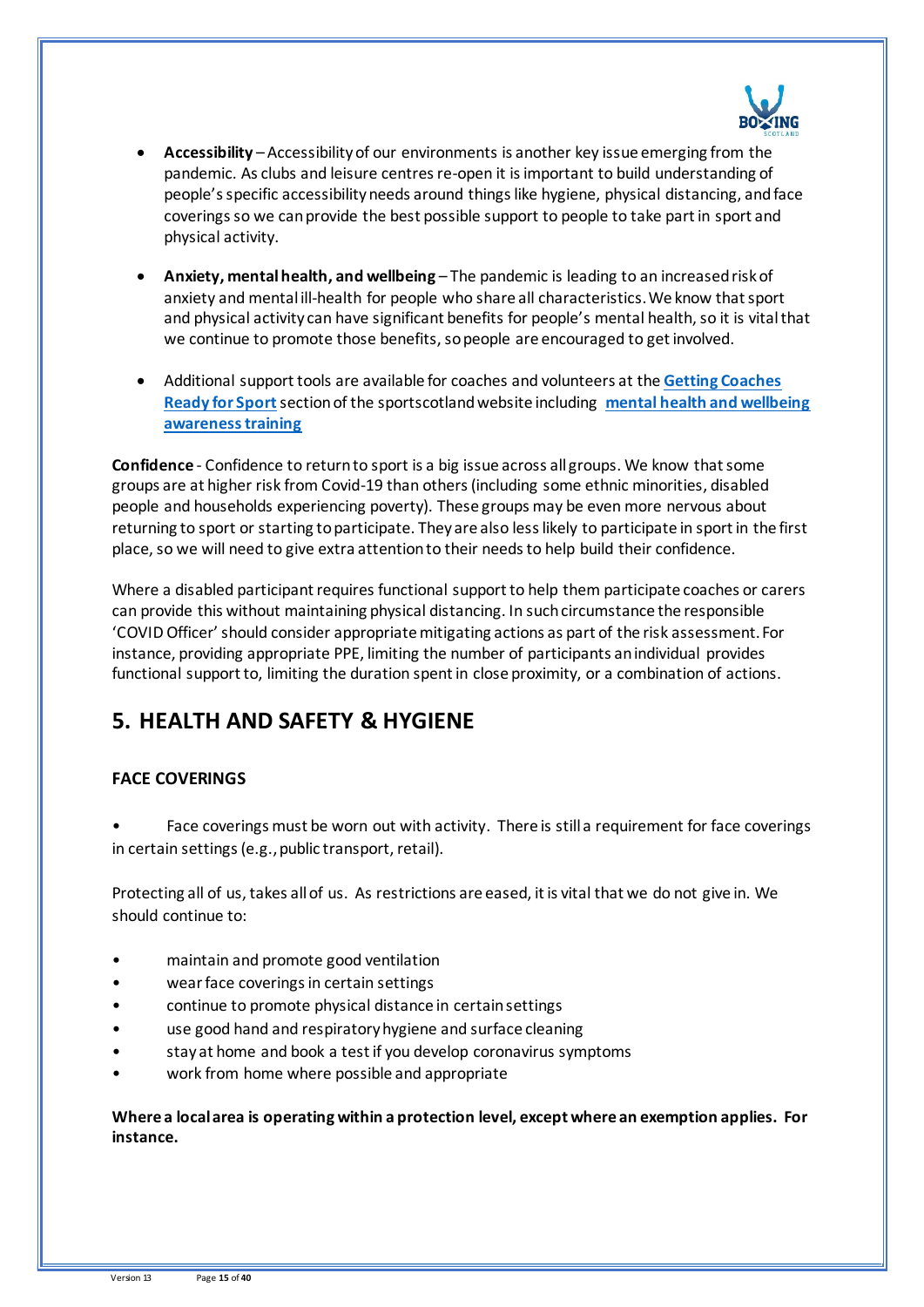- **Accessibility** – Accessibility of our environments is another key issue emerging from the pandemic. As clubs and leisure centres re-open it is important to build understanding of people's specific accessibility needs around things like hygiene, physical distancing, and face coverings so we can provide the best possible support to people to take part in sport and physical activity.

- **Anxiety, mental health, and wellbeing** – The pandemic is leading to an increased risk of anxiety and mental ill-health for people who share all characteristics. We know that sport and physical activity can have significant benefits for people's mental health, so it is vital that we continue to promote those benefits, so people are encouraged to get involved.

- Additional support tools are available for coaches and volunteers at the **Getting Coaches Ready for Sport** section of the sportscotland website including **mental health and wellbeing awareness training**

**Confidence** - Confidence to return to sport is a big issue across all groups. We know that some groups are at higher risk from Covid-19 than others (including some ethnic minorities, disabled people and households experiencing poverty). These groups may be even more nervous about returning to sport or starting to participate. They are also less likely to participate in sport in the first place, so we will need to give extra attention to their needs to help build their confidence.

Where a disabled participant requires functional support to help them participate coaches or carers can provide this without maintaining physical distancing. In such circumstance the responsible 'COVID Officer' should consider appropriate mitigating actions as part of the risk assessment. For instance, providing appropriate PPE, limiting the number of participants an individual provides functional support to, limiting the duration spent in close proximity, or a combination of actions.

## 5. HEALTH AND SAFETY & HYGIENE

### FACE COVERINGS

- Face coverings must be worn out with activity. There is still a requirement for face coverings in certain settings (e.g., public transport, retail).

Protecting all of us, takes all of us. As restrictions are eased, it is vital that we do not give in. We should continue to:

- maintain and promote good ventilation
- wear face coverings in certain settings
- continue to promote physical distance in certain settings
- use good hand and respiratory hygiene and surface cleaning
- stay at home and book a test if you develop coronavirus symptoms
- work from home where possible and appropriate

**Where a local area is operating within a protection level, except where an exemption applies. For instance.**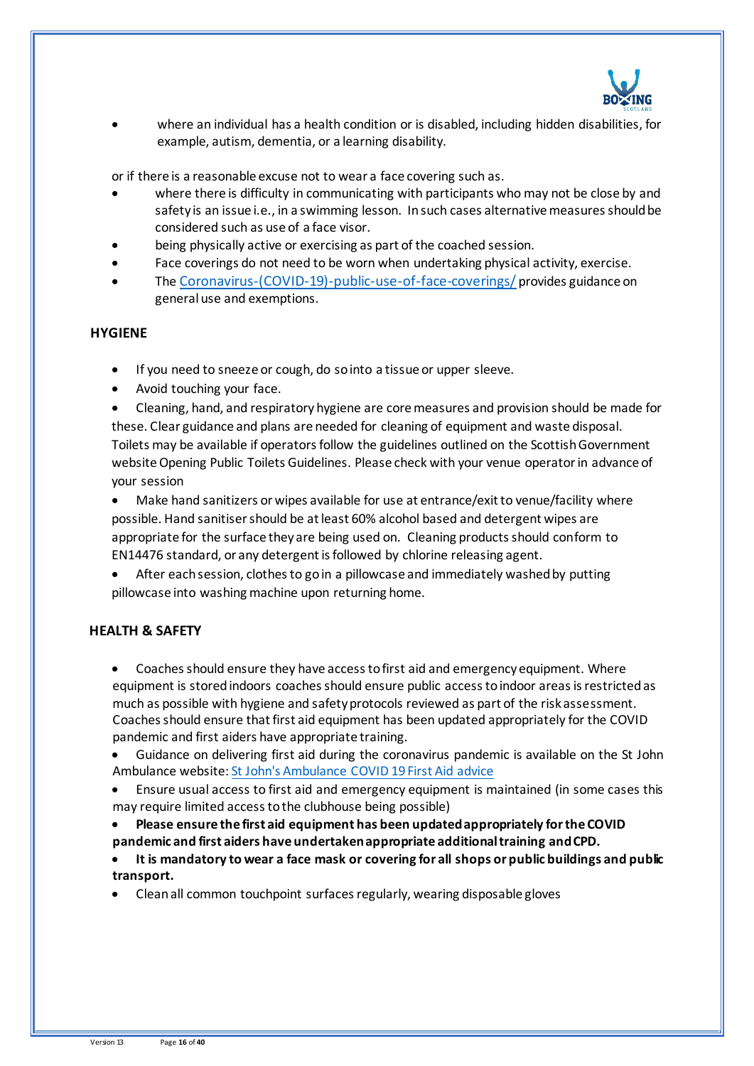- where an individual has a health condition or is disabled, including hidden disabilities, for example, autism, dementia, or a learning disability.

or if there is a reasonable excuse not to wear a face covering such as.

- where there is difficulty in communicating with participants who may not be close by and safety is an issue i.e., in a swimming lesson. In such cases alternative measures should be considered such as use of a face visor.
- being physically active or exercising as part of the coached session.
- Face coverings do not need to be worn when undertaking physical activity, exercise.
- The Coronavirus-(COVID-19)-public-use-of-face-coverings/ provides guidance on general use and exemptions.

## HYGIENE

- If you need to sneeze or cough, do so into a tissue or upper sleeve.
- Avoid touching your face.
- Cleaning, hand, and respiratory hygiene are core measures and provision should be made for these. Clear guidance and plans are needed for cleaning of equipment and waste disposal. Toilets may be available if operators follow the guidelines outlined on the Scottish Government website Opening Public Toilets Guidelines. Please check with your venue operator in advance of your session
- Make hand sanitizers or wipes available for use at entrance/exit to venue/facility where possible. Hand sanitiser should be at least 60% alcohol based and detergent wipes are appropriate for the surface they are being used on. Cleaning products should conform to EN14476 standard, or any detergent is followed by chlorine releasing agent.
- After each session, clothes to go in a pillowcase and immediately washed by putting pillowcase into washing machine upon returning home.

## HEALTH & SAFETY

- Coaches should ensure they have access to first aid and emergency equipment. Where equipment is stored indoors coaches should ensure public access to indoor areas is restricted as much as possible with hygiene and safety protocols reviewed as part of the risk assessment. Coaches should ensure that first aid equipment has been updated appropriately for the COVID pandemic and first aiders have appropriate training.
- Guidance on delivering first aid during the coronavirus pandemic is available on the St John Ambulance website: St John's Ambulance COVID 19 First Aid advice
- Ensure usual access to first aid and emergency equipment is maintained (in some cases this may require limited access to the clubhouse being possible)
- **Please ensure the first aid equipment has been updated appropriately for the COVID pandemic and first aiders have undertaken appropriate additional training and CPD.**
- **It is mandatory to wear a face mask or covering for all shops or public buildings and public transport.**
- Clean all common touchpoint surfaces regularly, wearing disposable gloves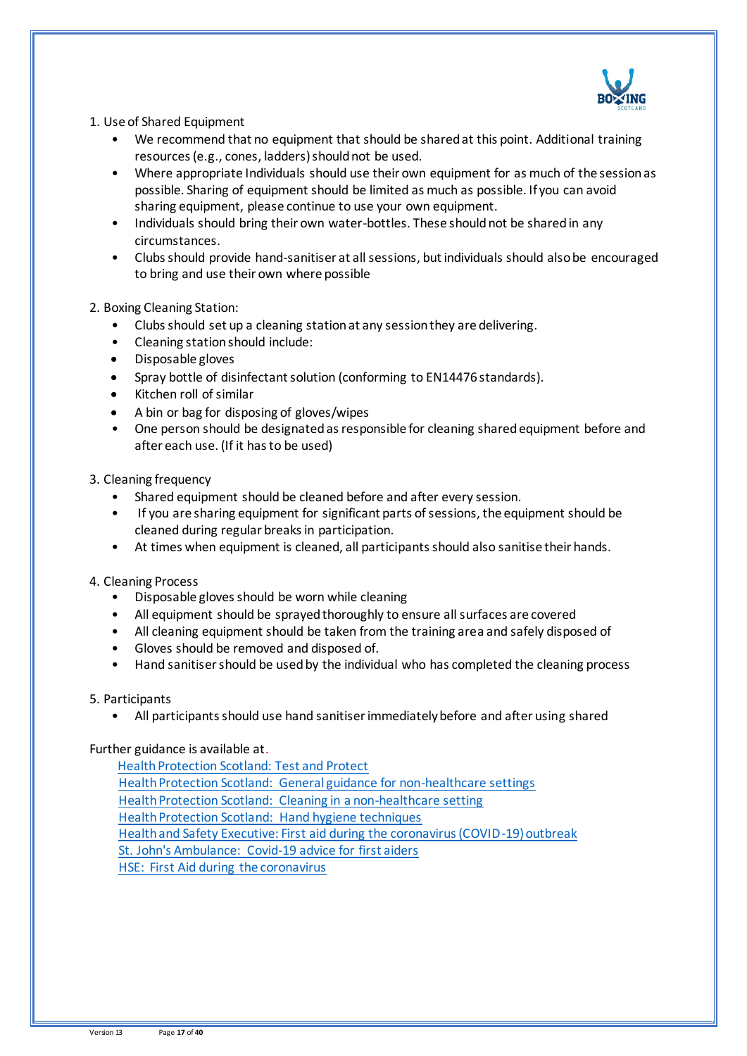1. Use of Shared Equipment
    - We recommend that no equipment that should be shared at this point. Additional training resources (e.g., cones, ladders) should not be used.
    - Where appropriate Individuals should use their own equipment for as much of the session as possible. Sharing of equipment should be limited as much as possible. If you can avoid sharing equipment, please continue to use your own equipment.
    - Individuals should bring their own water-bottles. These should not be shared in any circumstances.
    - Clubs should provide hand-sanitiser at all sessions, but individuals should also be encouraged to bring and use their own where possible

2. Boxing Cleaning Station:
    - Clubs should set up a cleaning station at any session they are delivering.
    - Cleaning station should include:
    - Disposable gloves
    - Spray bottle of disinfectant solution (conforming to EN14476 standards).
    - Kitchen roll of similar
    - A bin or bag for disposing of gloves/wipes
    - One person should be designated as responsible for cleaning shared equipment before and after each use. (If it has to be used)

3. Cleaning frequency
    - Shared equipment should be cleaned before and after every session.
    - If you are sharing equipment for significant parts of sessions, the equipment should be cleaned during regular breaks in participation.
    - At times when equipment is cleaned, all participants should also sanitise their hands.

4. Cleaning Process
    - Disposable gloves should be worn while cleaning
    - All equipment should be sprayed thoroughly to ensure all surfaces are covered
    - All cleaning equipment should be taken from the training area and safely disposed of
    - Gloves should be removed and disposed of.
    - Hand sanitiser should be used by the individual who has completed the cleaning process

5. Participants
    - All participants should use hand sanitiser immediately before and after using shared

Further guidance is available at.

Health Protection Scotland: Test and Protect
Health Protection Scotland: General guidance for non-healthcare settings
Health Protection Scotland: Cleaning in a non-healthcare setting
Health Protection Scotland: Hand hygiene techniques
Health and Safety Executive: First aid during the coronavirus (COVID-19) outbreak
St. John's Ambulance: Covid-19 advice for first aiders
HSE: First Aid during the coronavirus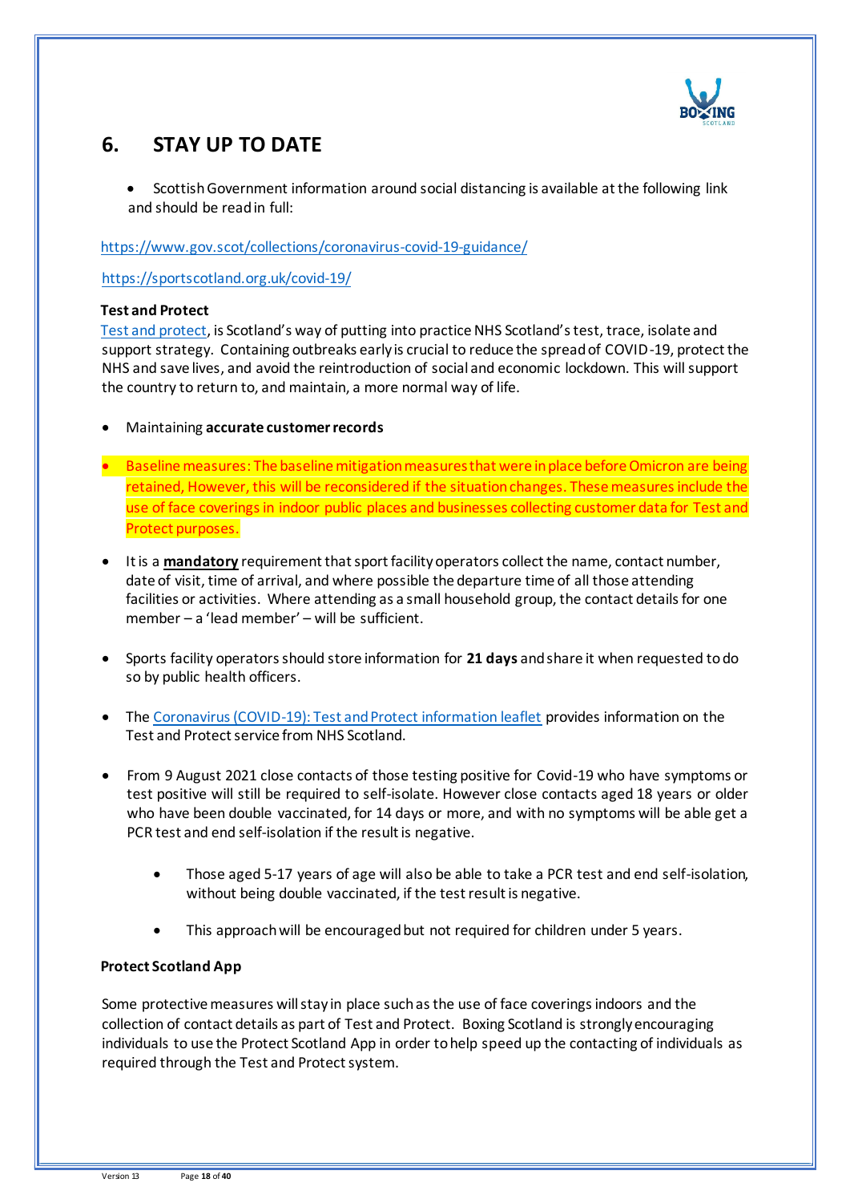## 6. STAY UP TO DATE

- Scottish Government information around social distancing is available at the following link and should be read in full:

https://www.gov.scot/collections/coronavirus-covid-19-guidance/

https://sportscotland.org.uk/covid-19/

**Test and Protect**

Test and protect, is Scotland's way of putting into practice NHS Scotland's test, trace, isolate and support strategy. Containing outbreaks early is crucial to reduce the spread of COVID-19, protect the NHS and save lives, and avoid the reintroduction of social and economic lockdown. This will support the country to return to, and maintain, a more normal way of life.

- Maintaining **accurate customer records**

- Baseline measures: The baseline mitigation measures that were in place before Omicron are being retained, However, this will be reconsidered if the situation changes. These measures include the use of face coverings in indoor public places and businesses collecting customer data for Test and Protect purposes.

- It is a **mandatory** requirement that sport facility operators collect the name, contact number, date of visit, time of arrival, and where possible the departure time of all those attending facilities or activities. Where attending as a small household group, the contact details for one member – a 'lead member' – will be sufficient.

- Sports facility operators should store information for **21 days** and share it when requested to do so by public health officers.

- The Coronavirus (COVID-19): Test and Protect information leaflet provides information on the Test and Protect service from NHS Scotland.

- From 9 August 2021 close contacts of those testing positive for Covid-19 who have symptoms or test positive will still be required to self-isolate. However close contacts aged 18 years or older who have been double vaccinated, for 14 days or more, and with no symptoms will be able get a PCR test and end self-isolation if the result is negative.

  - Those aged 5-17 years of age will also be able to take a PCR test and end self-isolation, without being double vaccinated, if the test result is negative.

  - This approach will be encouraged but not required for children under 5 years.

**Protect Scotland App**

Some protective measures will stay in place such as the use of face coverings indoors and the collection of contact details as part of Test and Protect. Boxing Scotland is strongly encouraging individuals to use the Protect Scotland App in order to help speed up the contacting of individuals as required through the Test and Protect system.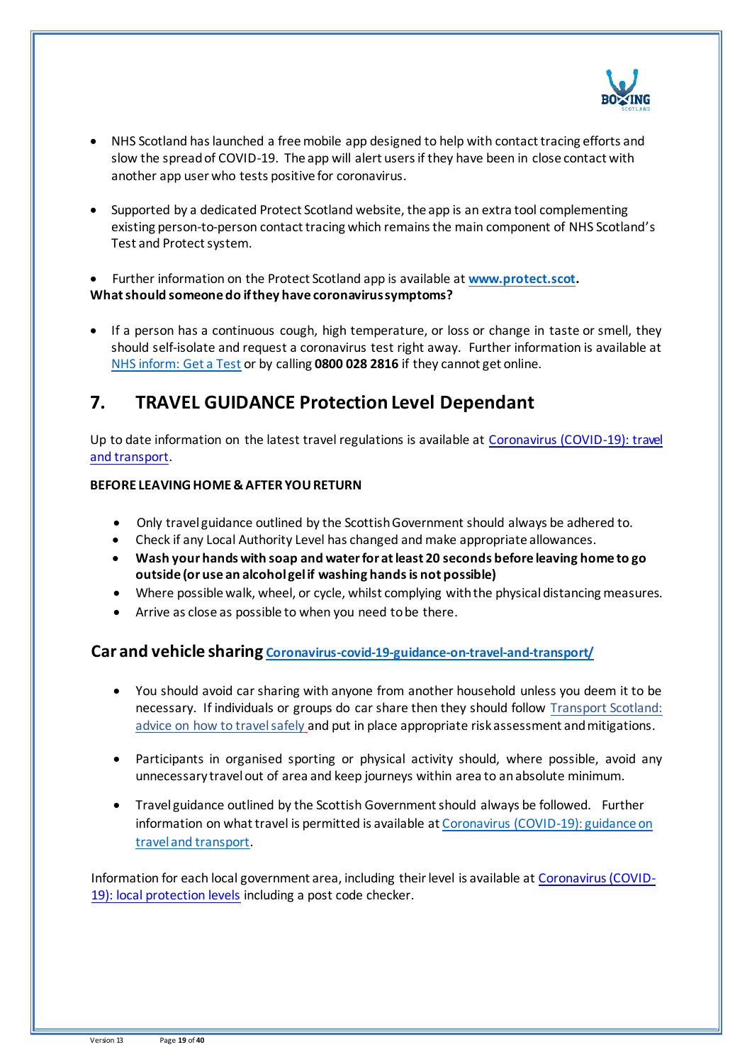- NHS Scotland has launched a free mobile app designed to help with contact tracing efforts and slow the spread of COVID-19. The app will alert users if they have been in close contact with another app user who tests positive for coronavirus.

- Supported by a dedicated Protect Scotland website, the app is an extra tool complementing existing person-to-person contact tracing which remains the main component of NHS Scotland's Test and Protect system.

- Further information on the Protect Scotland app is available at **www.protect.scot.**

**What should someone do if they have coronavirus symptoms?**

- If a person has a continuous cough, high temperature, or loss or change in taste or smell, they should self-isolate and request a coronavirus test right away. Further information is available at NHS inform: Get a Test or by calling **0800 028 2816** if they cannot get online.

## 7. TRAVEL GUIDANCE Protection Level Dependant

Up to date information on the latest travel regulations is available at Coronavirus (COVID-19): travel and transport.

**BEFORE LEAVING HOME & AFTER YOU RETURN**

- Only travel guidance outlined by the Scottish Government should always be adhered to.
- Check if any Local Authority Level has changed and make appropriate allowances.
- **Wash your hands with soap and water for at least 20 seconds before leaving home to go outside (or use an alcohol gel if washing hands is not possible)**
- Where possible walk, wheel, or cycle, whilst complying with the physical distancing measures.
- Arrive as close as possible to when you need to be there.

### Car and vehicle sharing Coronavirus-covid-19-guidance-on-travel-and-transport/

- You should avoid car sharing with anyone from another household unless you deem it to be necessary. If individuals or groups do car share then they should follow Transport Scotland: advice on how to travel safely and put in place appropriate risk assessment and mitigations.

- Participants in organised sporting or physical activity should, where possible, avoid any unnecessary travel out of area and keep journeys within area to an absolute minimum.

- Travel guidance outlined by the Scottish Government should always be followed. Further information on what travel is permitted is available at Coronavirus (COVID-19): guidance on travel and transport.

Information for each local government area, including their level is available at Coronavirus (COVID-19): local protection levels including a post code checker.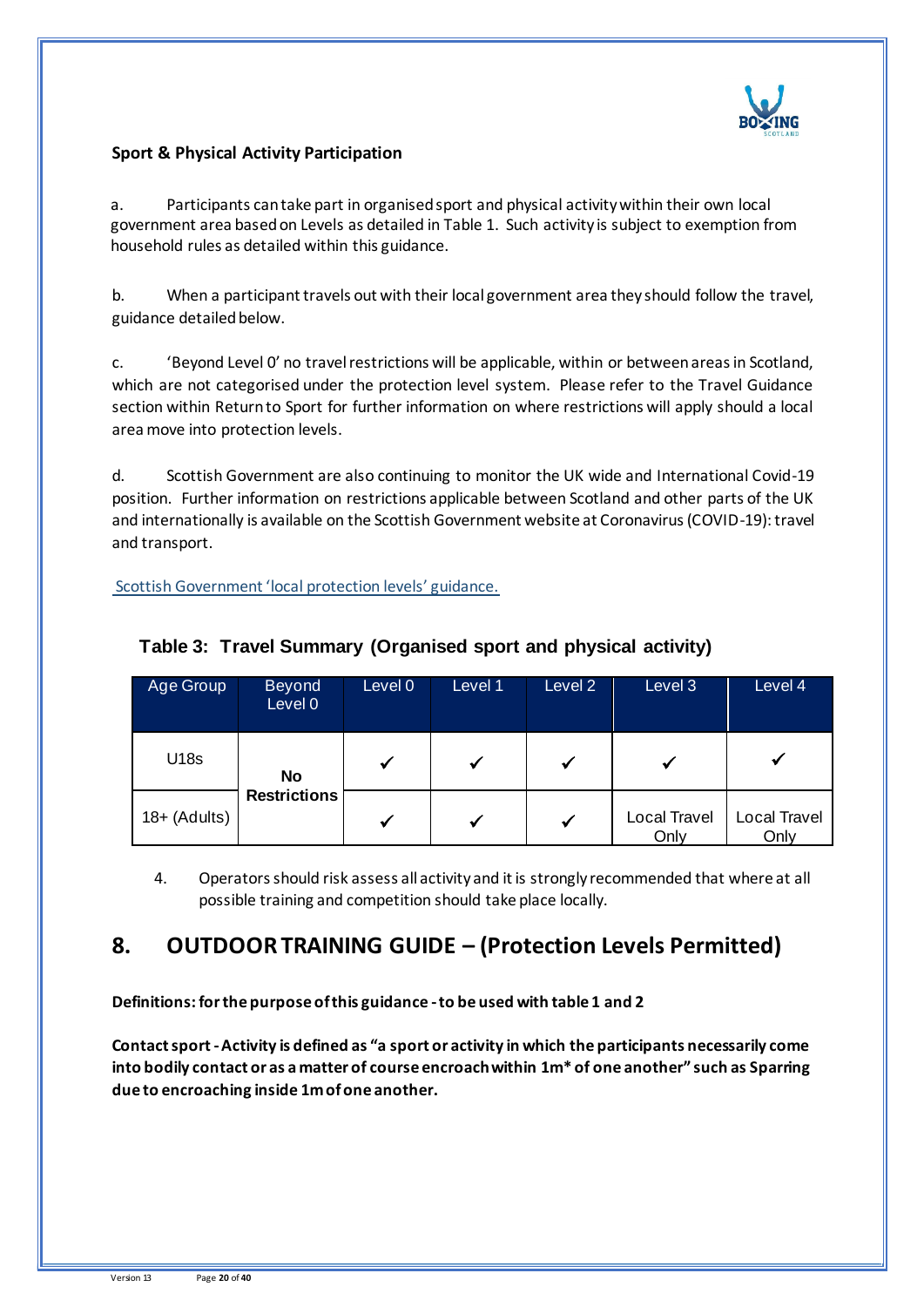**Sport & Physical Activity Participation**

a. Participants can take part in organised sport and physical activity within their own local government area based on Levels as detailed in Table 1. Such activity is subject to exemption from household rules as detailed within this guidance.

b. When a participant travels out with their local government area they should follow the travel, guidance detailed below.

c. 'Beyond Level 0' no travel restrictions will be applicable, within or between areas in Scotland, which are not categorised under the protection level system. Please refer to the Travel Guidance section within Return to Sport for further information on where restrictions will apply should a local area move into protection levels.

d. Scottish Government are also continuing to monitor the UK wide and International Covid-19 position. Further information on restrictions applicable between Scotland and other parts of the UK and internationally is available on the Scottish Government website at Coronavirus (COVID-19): travel and transport.

Scottish Government 'local protection levels' guidance.

**Table 3: Travel Summary (Organised sport and physical activity)**

| Age Group | Beyond Level 0 | Level 0 | Level 1 | Level 2 | Level 3 | Level 4 |
|---|---|---|---|---|---|---|
| U18s | No Restrictions | ✔ | ✔ | ✔ | ✔ | ✔ |
| 18+ (Adults) | | ✔ | ✔ | ✔ | Local Travel Only | Local Travel Only |

4. Operators should risk assess all activity and it is strongly recommended that where at all possible training and competition should take place locally.

## 8. OUTDOOR TRAINING GUIDE – (Protection Levels Permitted)

**Definitions: for the purpose of this guidance - to be used with table 1 and 2**

**Contact sport - Activity is defined as "a sport or activity in which the participants necessarily come into bodily contact or as a matter of course encroach within 1m* of one another" such as Sparring due to encroaching inside 1m of one another.**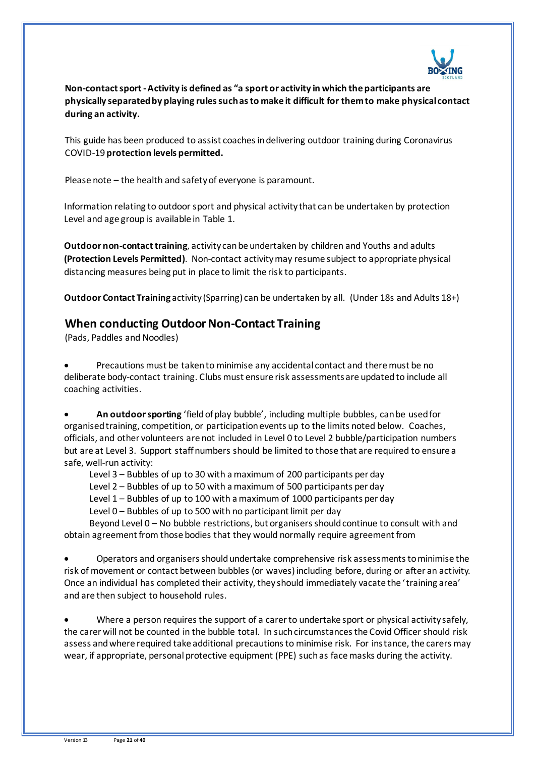**Non-contact sport - Activity is defined as "a sport or activity in which the participants are physically separated by playing rules such as to make it difficult for them to make physical contact during an activity.**

This guide has been produced to assist coaches in delivering outdoor training during Coronavirus COVID-19 **protection levels permitted.**

Please note – the health and safety of everyone is paramount.

Information relating to outdoor sport and physical activity that can be undertaken by protection Level and age group is available in Table 1.

**Outdoor non-contact training**, activity can be undertaken by children and Youths and adults **(Protection Levels Permitted)**. Non-contact activity may resume subject to appropriate physical distancing measures being put in place to limit the risk to participants.

**Outdoor Contact Training** activity (Sparring) can be undertaken by all. (Under 18s and Adults 18+)

## When conducting Outdoor Non-Contact Training

(Pads, Paddles and Noodles)

- Precautions must be taken to minimise any accidental contact and there must be no deliberate body-contact training. Clubs must ensure risk assessments are updated to include all coaching activities.

- **An outdoor sporting** 'field of play bubble', including multiple bubbles, can be used for organised training, competition, or participation events up to the limits noted below. Coaches, officials, and other volunteers are not included in Level 0 to Level 2 bubble/participation numbers but are at Level 3. Support staff numbers should be limited to those that are required to ensure a safe, well-run activity:

  Level 3 – Bubbles of up to 30 with a maximum of 200 participants per day

  Level 2 – Bubbles of up to 50 with a maximum of 500 participants per day

  Level 1 – Bubbles of up to 100 with a maximum of 1000 participants per day

  Level 0 – Bubbles of up to 500 with no participant limit per day

  Beyond Level 0 – No bubble restrictions, but organisers should continue to consult with and obtain agreement from those bodies that they would normally require agreement from

- Operators and organisers should undertake comprehensive risk assessments to minimise the risk of movement or contact between bubbles (or waves) including before, during or after an activity. Once an individual has completed their activity, they should immediately vacate the 'training area' and are then subject to household rules.

- Where a person requires the support of a carer to undertake sport or physical activity safely, the carer will not be counted in the bubble total. In such circumstances the Covid Officer should risk assess and where required take additional precautions to minimise risk. For instance, the carers may wear, if appropriate, personal protective equipment (PPE) such as face masks during the activity.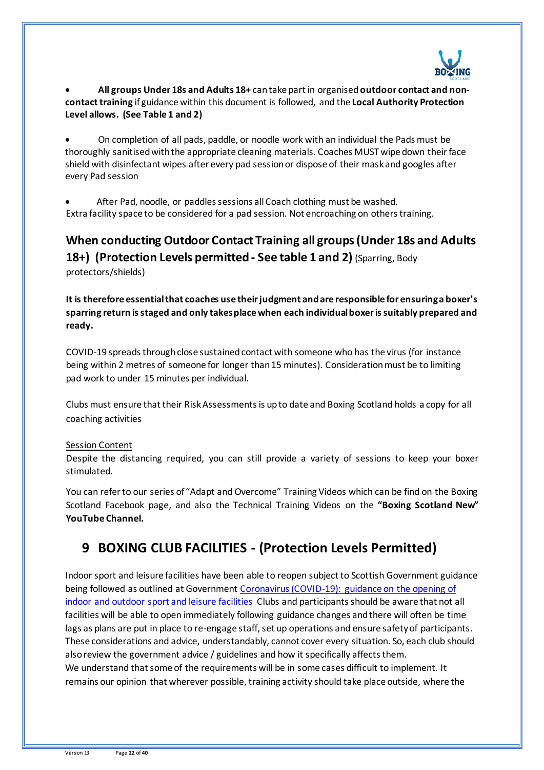- **All groups Under 18s and Adults 18+** can take part in organised **outdoor contact and non-contact training** if guidance within this document is followed, and the **Local Authority Protection Level allows. (See Table 1 and 2)**

- On completion of all pads, paddle, or noodle work with an individual the Pads must be thoroughly sanitised with the appropriate cleaning materials. Coaches MUST wipe down their face shield with disinfectant wipes after every pad session or dispose of their mask and googles after every Pad session

- After Pad, noodle, or paddles sessions all Coach clothing must be washed.

Extra facility space to be considered for a pad session. Not encroaching on others training.

## When conducting Outdoor Contact Training all groups (Under 18s and Adults 18+) (Protection Levels permitted - See table 1 and 2) (Sparring, Body protectors/shields)

**It is therefore essential that coaches use their judgment and are responsible for ensuring a boxer's sparring return is staged and only takes place when each individual boxer is suitably prepared and ready.**

COVID-19 spreads through close sustained contact with someone who has the virus (for instance being within 2 metres of someone for longer than 15 minutes). Consideration must be to limiting pad work to under 15 minutes per individual.

Clubs must ensure that their Risk Assessments is up to date and Boxing Scotland holds a copy for all coaching activities

<u>Session Content</u>

Despite the distancing required, you can still provide a variety of sessions to keep your boxer stimulated.

You can refer to our series of "Adapt and Overcome" Training Videos which can be find on the Boxing Scotland Facebook page, and also the Technical Training Videos on the **"Boxing Scotland New" YouTube Channel.**

## 9 BOXING CLUB FACILITIES - (Protection Levels Permitted)

Indoor sport and leisure facilities have been able to reopen subject to Scottish Government guidance being followed as outlined at Government [Coronavirus (COVID-19): guidance on the opening of indoor and outdoor sport and leisure facilities](#) Clubs and participants should be aware that not all facilities will be able to open immediately following guidance changes and there will often be time lags as plans are put in place to re-engage staff, set up operations and ensure safety of participants. These considerations and advice, understandably, cannot cover every situation. So, each club should also review the government advice / guidelines and how it specifically affects them.

We understand that some of the requirements will be in some cases difficult to implement. It remains our opinion that wherever possible, training activity should take place outside, where the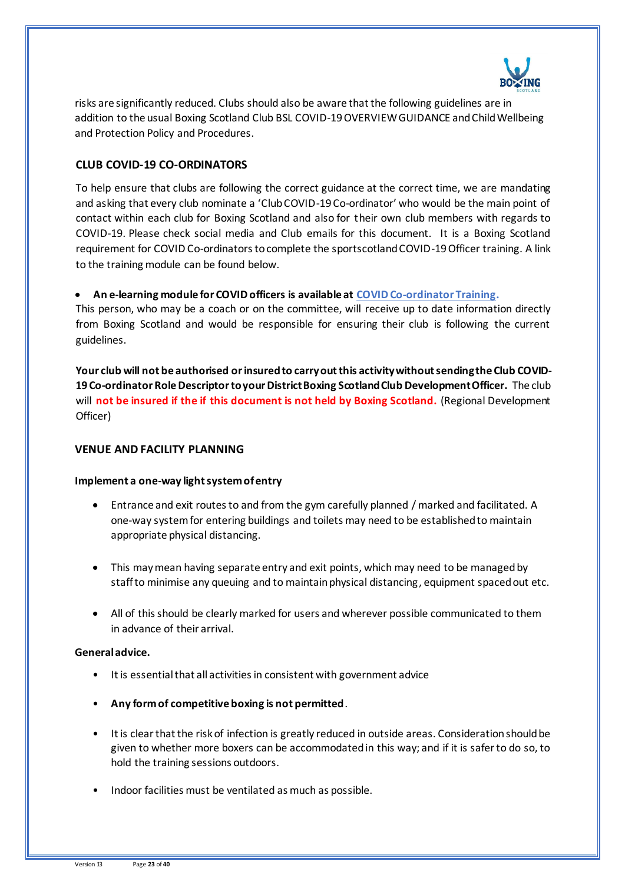risks are significantly reduced. Clubs should also be aware that the following guidelines are in addition to the usual Boxing Scotland Club BSL COVID-19 OVERVIEW GUIDANCE and Child Wellbeing and Protection Policy and Procedures.

## CLUB COVID-19 CO-ORDINATORS

To help ensure that clubs are following the correct guidance at the correct time, we are mandating and asking that every club nominate a 'Club COVID-19 Co-ordinator' who would be the main point of contact within each club for Boxing Scotland and also for their own club members with regards to COVID-19. Please check social media and Club emails for this document. It is a Boxing Scotland requirement for COVID Co-ordinators to complete the sportscotland COVID-19 Officer training. A link to the training module can be found below.

- **An e-learning module for COVID officers is available at COVID Co-ordinator Training.**

This person, who may be a coach or on the committee, will receive up to date information directly from Boxing Scotland and would be responsible for ensuring their club is following the current guidelines.

**Your club will not be authorised or insured to carry out this activity without sending the Club COVID-19 Co-ordinator Role Descriptor to your District Boxing Scotland Club Development Officer.** The club will **not be insured if the if this document is not held by Boxing Scotland.** (Regional Development Officer)

## VENUE AND FACILITY PLANNING

**Implement a one-way light system of entry**

- Entrance and exit routes to and from the gym carefully planned / marked and facilitated. A one-way system for entering buildings and toilets may need to be established to maintain appropriate physical distancing.
- This may mean having separate entry and exit points, which may need to be managed by staff to minimise any queuing and to maintain physical distancing, equipment spaced out etc.
- All of this should be clearly marked for users and wherever possible communicated to them in advance of their arrival.

**General advice.**

- It is essential that all activities in consistent with government advice
- **Any form of competitive boxing is not permitted**.
- It is clear that the risk of infection is greatly reduced in outside areas. Consideration should be given to whether more boxers can be accommodated in this way; and if it is safer to do so, to hold the training sessions outdoors.
- Indoor facilities must be ventilated as much as possible.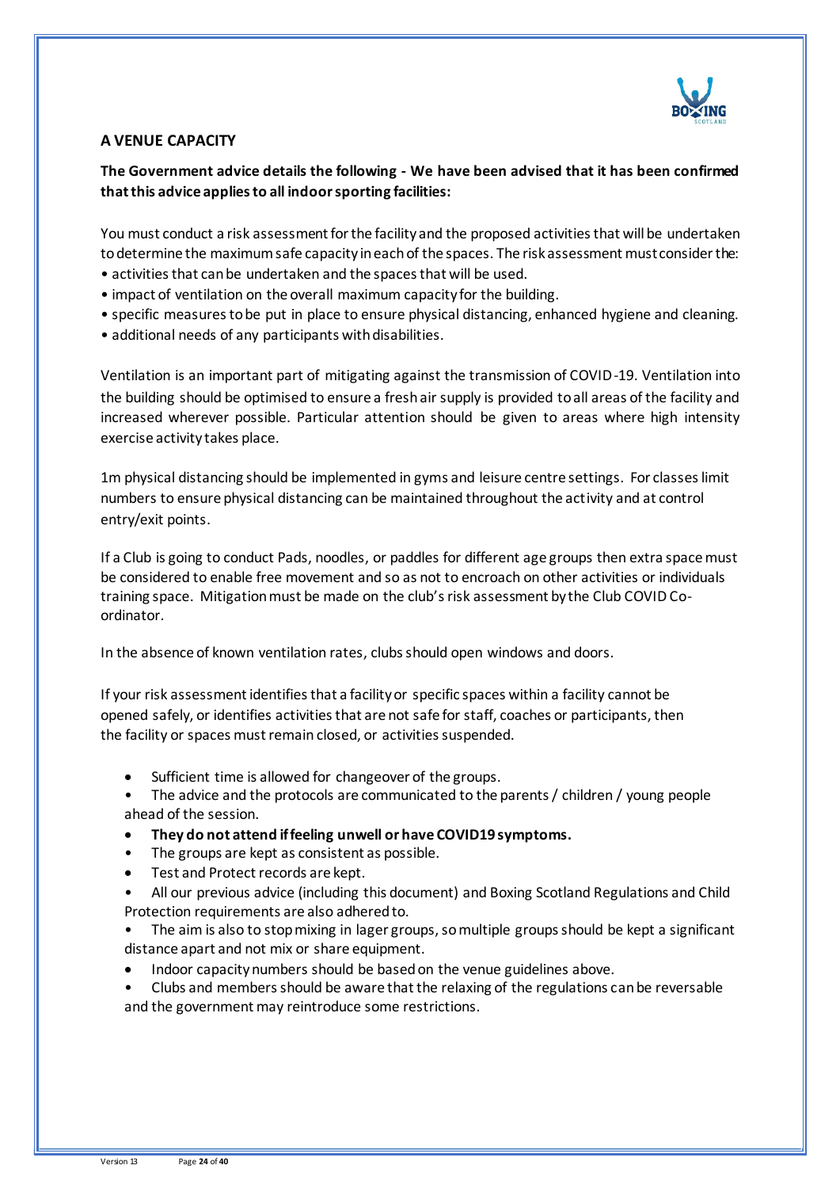## A VENUE CAPACITY

**The Government advice details the following - We have been advised that it has been confirmed that this advice applies to all indoor sporting facilities:**

You must conduct a risk assessment for the facility and the proposed activities that will be undertaken to determine the maximum safe capacity in each of the spaces. The risk assessment must consider the:

- activities that can be undertaken and the spaces that will be used.
- impact of ventilation on the overall maximum capacity for the building.
- specific measures to be put in place to ensure physical distancing, enhanced hygiene and cleaning.
- additional needs of any participants with disabilities.

Ventilation is an important part of mitigating against the transmission of COVID-19. Ventilation into the building should be optimised to ensure a fresh air supply is provided to all areas of the facility and increased wherever possible. Particular attention should be given to areas where high intensity exercise activity takes place.

1m physical distancing should be implemented in gyms and leisure centre settings. For classes limit numbers to ensure physical distancing can be maintained throughout the activity and at control entry/exit points.

If a Club is going to conduct Pads, noodles, or paddles for different age groups then extra space must be considered to enable free movement and so as not to encroach on other activities or individuals training space. Mitigation must be made on the club's risk assessment by the Club COVID Co-ordinator.

In the absence of known ventilation rates, clubs should open windows and doors.

If your risk assessment identifies that a facility or specific spaces within a facility cannot be opened safely, or identifies activities that are not safe for staff, coaches or participants, then the facility or spaces must remain closed, or activities suspended.

- Sufficient time is allowed for changeover of the groups.
- The advice and the protocols are communicated to the parents / children / young people ahead of the session.
- **They do not attend if feeling unwell or have COVID19 symptoms.**
- The groups are kept as consistent as possible.
- Test and Protect records are kept.
- All our previous advice (including this document) and Boxing Scotland Regulations and Child Protection requirements are also adhered to.
- The aim is also to stop mixing in lager groups, so multiple groups should be kept a significant distance apart and not mix or share equipment.
- Indoor capacity numbers should be based on the venue guidelines above.
- Clubs and members should be aware that the relaxing of the regulations can be reversable and the government may reintroduce some restrictions.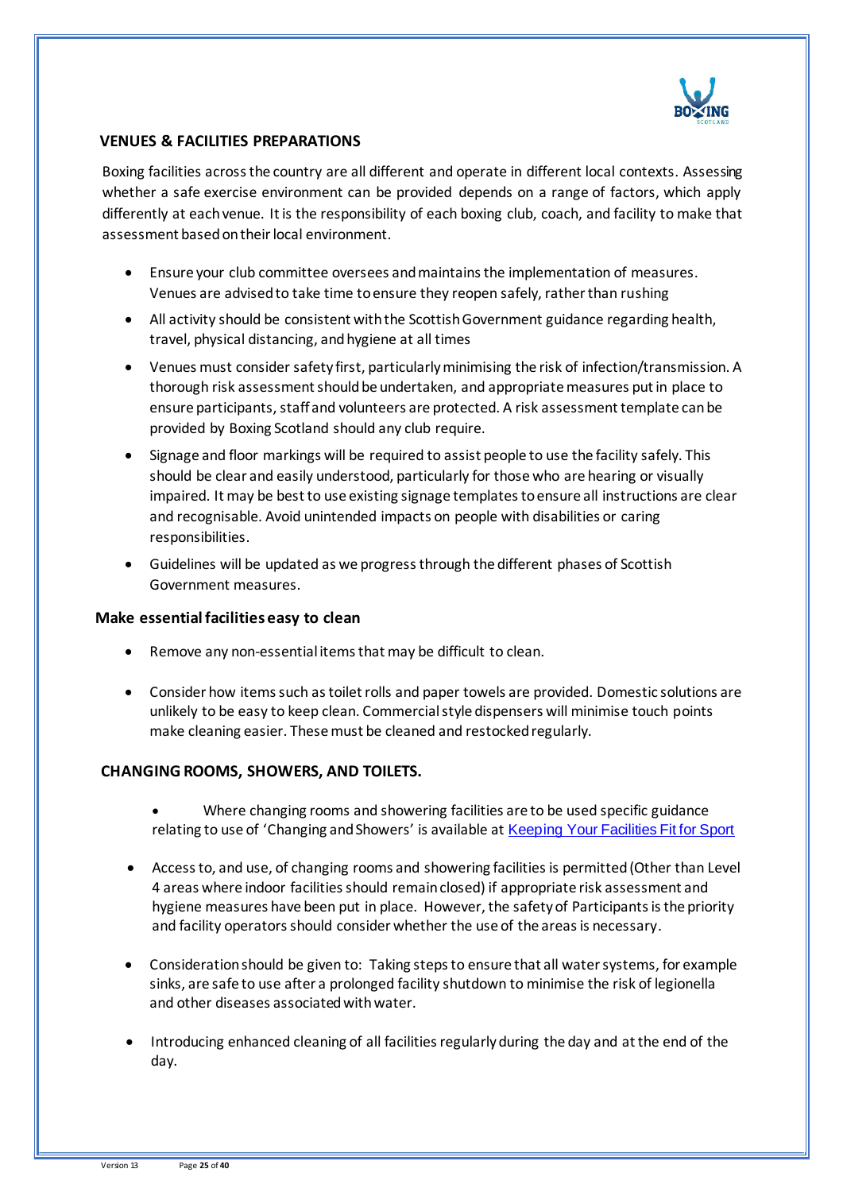## VENUES & FACILITIES PREPARATIONS

Boxing facilities across the country are all different and operate in different local contexts. Assessing whether a safe exercise environment can be provided depends on a range of factors, which apply differently at each venue. It is the responsibility of each boxing club, coach, and facility to make that assessment based on their local environment.

- Ensure your club committee oversees and maintains the implementation of measures. Venues are advised to take time to ensure they reopen safely, rather than rushing
- All activity should be consistent with the Scottish Government guidance regarding health, travel, physical distancing, and hygiene at all times
- Venues must consider safety first, particularly minimising the risk of infection/transmission. A thorough risk assessment should be undertaken, and appropriate measures put in place to ensure participants, staff and volunteers are protected. A risk assessment template can be provided by Boxing Scotland should any club require.
- Signage and floor markings will be required to assist people to use the facility safely. This should be clear and easily understood, particularly for those who are hearing or visually impaired. It may be best to use existing signage templates to ensure all instructions are clear and recognisable. Avoid unintended impacts on people with disabilities or caring responsibilities.
- Guidelines will be updated as we progress through the different phases of Scottish Government measures.

### Make essential facilities easy to clean

- Remove any non-essential items that may be difficult to clean.
- Consider how items such as toilet rolls and paper towels are provided. Domestic solutions are unlikely to be easy to keep clean. Commercial style dispensers will minimise touch points make cleaning easier. These must be cleaned and restocked regularly.

## CHANGING ROOMS, SHOWERS, AND TOILETS.

- Where changing rooms and showering facilities are to be used specific guidance relating to use of 'Changing and Showers' is available at [Keeping Your Facilities Fit for Sport]
- Access to, and use, of changing rooms and showering facilities is permitted (Other than Level 4 areas where indoor facilities should remain closed) if appropriate risk assessment and hygiene measures have been put in place. However, the safety of Participants is the priority and facility operators should consider whether the use of the areas is necessary.
- Consideration should be given to: Taking steps to ensure that all water systems, for example sinks, are safe to use after a prolonged facility shutdown to minimise the risk of legionella and other diseases associated with water.
- Introducing enhanced cleaning of all facilities regularly during the day and at the end of the day.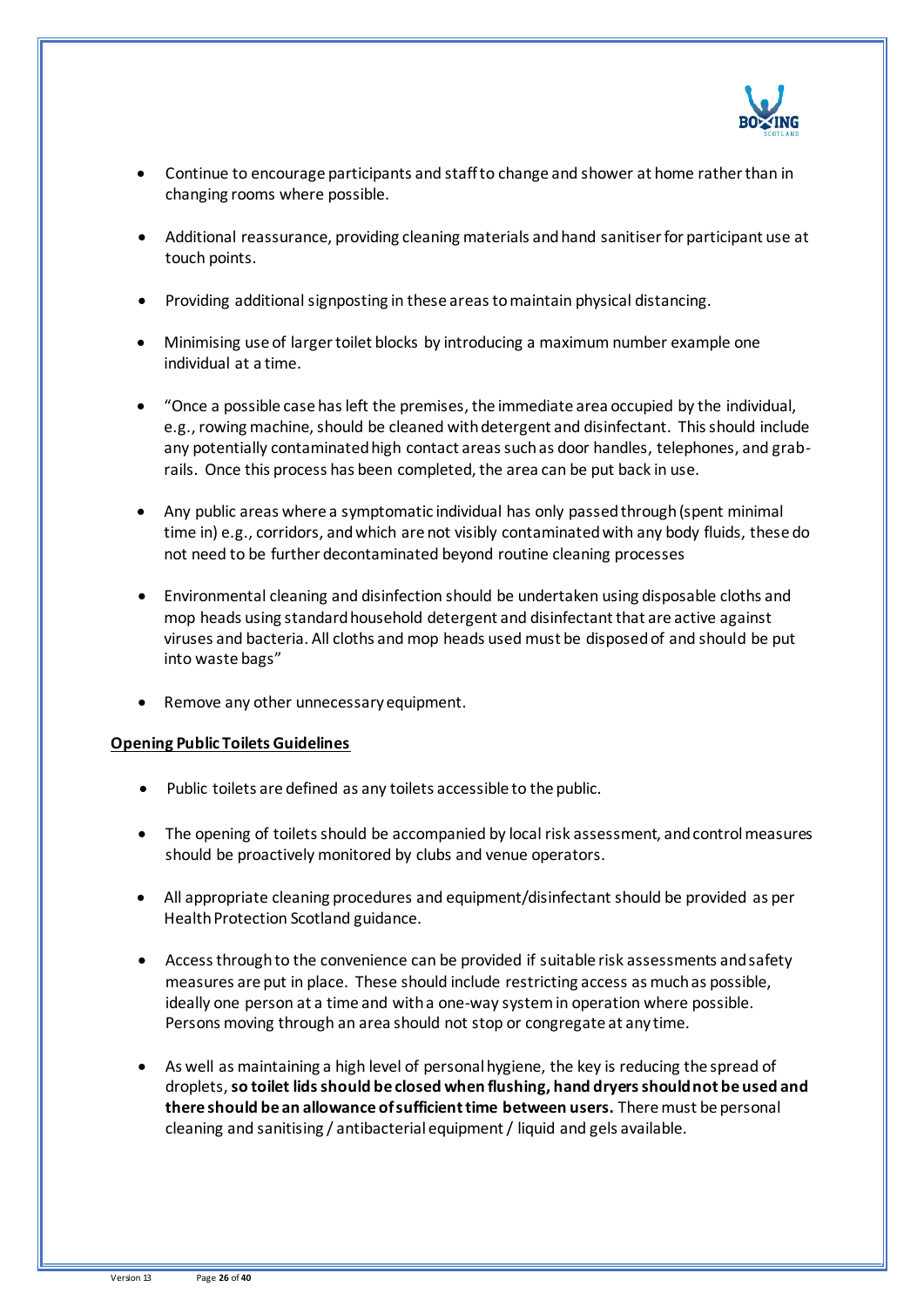- Continue to encourage participants and staff to change and shower at home rather than in changing rooms where possible.

- Additional reassurance, providing cleaning materials and hand sanitiser for participant use at touch points.

- Providing additional signposting in these areas to maintain physical distancing.

- Minimising use of larger toilet blocks by introducing a maximum number example one individual at a time.

- "Once a possible case has left the premises, the immediate area occupied by the individual, e.g., rowing machine, should be cleaned with detergent and disinfectant. This should include any potentially contaminated high contact areas such as door handles, telephones, and grab-rails. Once this process has been completed, the area can be put back in use.

- Any public areas where a symptomatic individual has only passed through (spent minimal time in) e.g., corridors, and which are not visibly contaminated with any body fluids, these do not need to be further decontaminated beyond routine cleaning processes

- Environmental cleaning and disinfection should be undertaken using disposable cloths and mop heads using standard household detergent and disinfectant that are active against viruses and bacteria. All cloths and mop heads used must be disposed of and should be put into waste bags"

- Remove any other unnecessary equipment.

**Opening Public Toilets Guidelines**

- Public toilets are defined as any toilets accessible to the public.

- The opening of toilets should be accompanied by local risk assessment, and control measures should be proactively monitored by clubs and venue operators.

- All appropriate cleaning procedures and equipment/disinfectant should be provided as per Health Protection Scotland guidance.

- Access through to the convenience can be provided if suitable risk assessments and safety measures are put in place. These should include restricting access as much as possible, ideally one person at a time and with a one-way system in operation where possible. Persons moving through an area should not stop or congregate at any time.

- As well as maintaining a high level of personal hygiene, the key is reducing the spread of droplets, **so toilet lids should be closed when flushing, hand dryers should not be used and there should be an allowance of sufficient time between users.** There must be personal cleaning and sanitising / antibacterial equipment / liquid and gels available.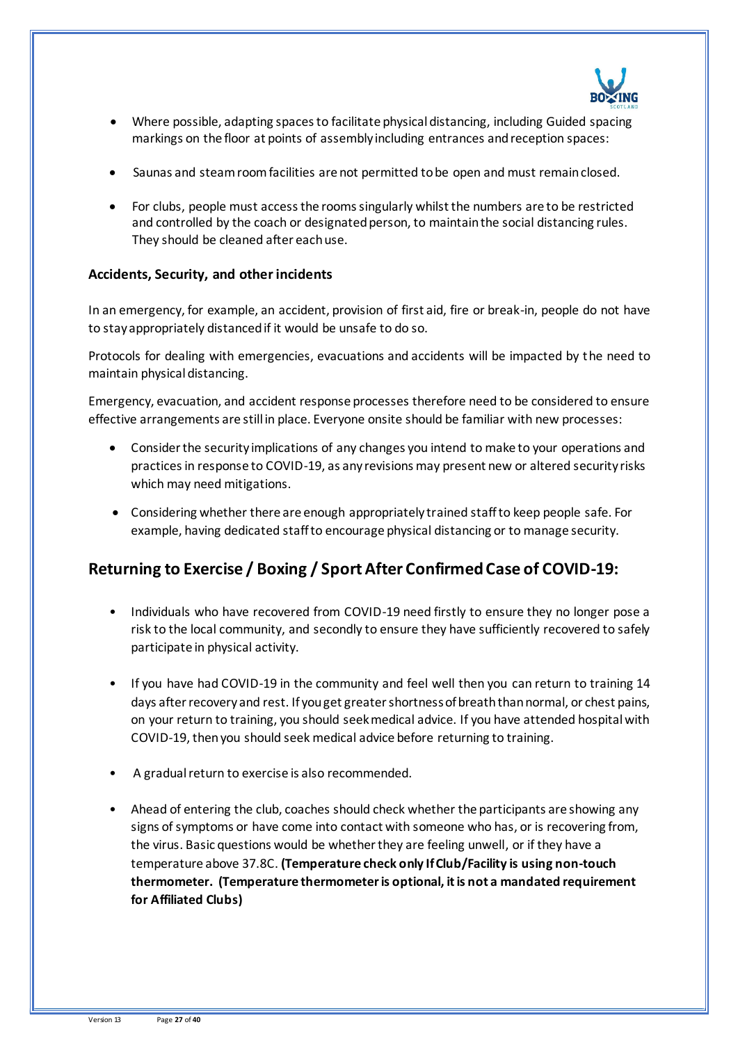- Where possible, adapting spaces to facilitate physical distancing, including Guided spacing markings on the floor at points of assembly including entrances and reception spaces:

- Saunas and steam room facilities are not permitted to be open and must remain closed.

- For clubs, people must access the rooms singularly whilst the numbers are to be restricted and controlled by the coach or designated person, to maintain the social distancing rules. They should be cleaned after each use.

### Accidents, Security, and other incidents

In an emergency, for example, an accident, provision of first aid, fire or break-in, people do not have to stay appropriately distanced if it would be unsafe to do so.

Protocols for dealing with emergencies, evacuations and accidents will be impacted by the need to maintain physical distancing.

Emergency, evacuation, and accident response processes therefore need to be considered to ensure effective arrangements are still in place. Everyone onsite should be familiar with new processes:

- Consider the security implications of any changes you intend to make to your operations and practices in response to COVID-19, as any revisions may present new or altered security risks which may need mitigations.

- Considering whether there are enough appropriately trained staff to keep people safe. For example, having dedicated staff to encourage physical distancing or to manage security.

## Returning to Exercise / Boxing / Sport After Confirmed Case of COVID-19:

- Individuals who have recovered from COVID-19 need firstly to ensure they no longer pose a risk to the local community, and secondly to ensure they have sufficiently recovered to safely participate in physical activity.

- If you have had COVID-19 in the community and feel well then you can return to training 14 days after recovery and rest. If you get greater shortness of breath than normal, or chest pains, on your return to training, you should seek medical advice. If you have attended hospital with COVID-19, then you should seek medical advice before returning to training.

- A gradual return to exercise is also recommended.

- Ahead of entering the club, coaches should check whether the participants are showing any signs of symptoms or have come into contact with someone who has, or is recovering from, the virus. Basic questions would be whether they are feeling unwell, or if they have a temperature above 37.8C. **(Temperature check only If Club/Facility is using non-touch thermometer. (Temperature thermometer is optional, it is not a mandated requirement for Affiliated Clubs)**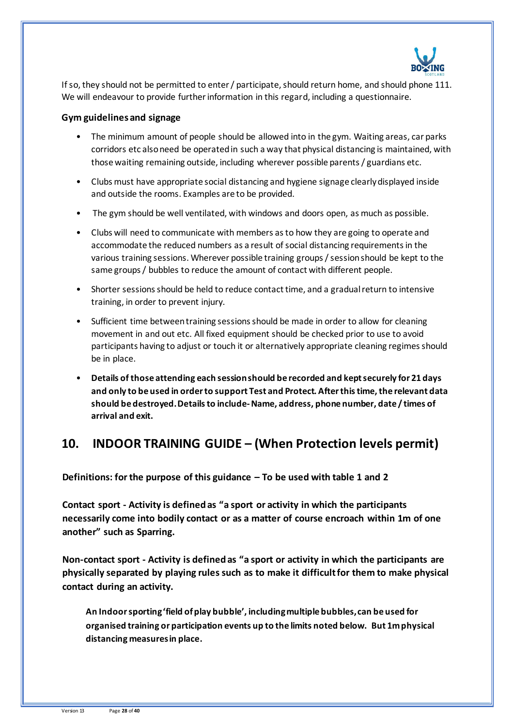If so, they should not be permitted to enter / participate, should return home, and should phone 111. We will endeavour to provide further information in this regard, including a questionnaire.

**Gym guidelines and signage**

- The minimum amount of people should be allowed into in the gym. Waiting areas, car parks corridors etc also need be operated in such a way that physical distancing is maintained, with those waiting remaining outside, including wherever possible parents / guardians etc.
- Clubs must have appropriate social distancing and hygiene signage clearly displayed inside and outside the rooms. Examples are to be provided.
- The gym should be well ventilated, with windows and doors open, as much as possible.
- Clubs will need to communicate with members as to how they are going to operate and accommodate the reduced numbers as a result of social distancing requirements in the various training sessions. Wherever possible training groups / session should be kept to the same groups / bubbles to reduce the amount of contact with different people.
- Shorter sessions should be held to reduce contact time, and a gradual return to intensive training, in order to prevent injury.
- Sufficient time between training sessions should be made in order to allow for cleaning movement in and out etc. All fixed equipment should be checked prior to use to avoid participants having to adjust or touch it or alternatively appropriate cleaning regimes should be in place.
- **Details of those attending each session should be recorded and kept securely for 21 days and only to be used in order to support Test and Protect. After this time, the relevant data should be destroyed. Details to include- Name, address, phone number, date / times of arrival and exit.**

## 10. INDOOR TRAINING GUIDE – (When Protection levels permit)

**Definitions: for the purpose of this guidance – To be used with table 1 and 2**

**Contact sport - Activity is defined as "a sport or activity in which the participants necessarily come into bodily contact or as a matter of course encroach within 1m of one another" such as Sparring.**

**Non-contact sport - Activity is defined as "a sport or activity in which the participants are physically separated by playing rules such as to make it difficult for them to make physical contact during an activity.**

**An Indoor sporting 'field of play bubble', including multiple bubbles, can be used for organised training or participation events up to the limits noted below. But 1m physical distancing measures in place.**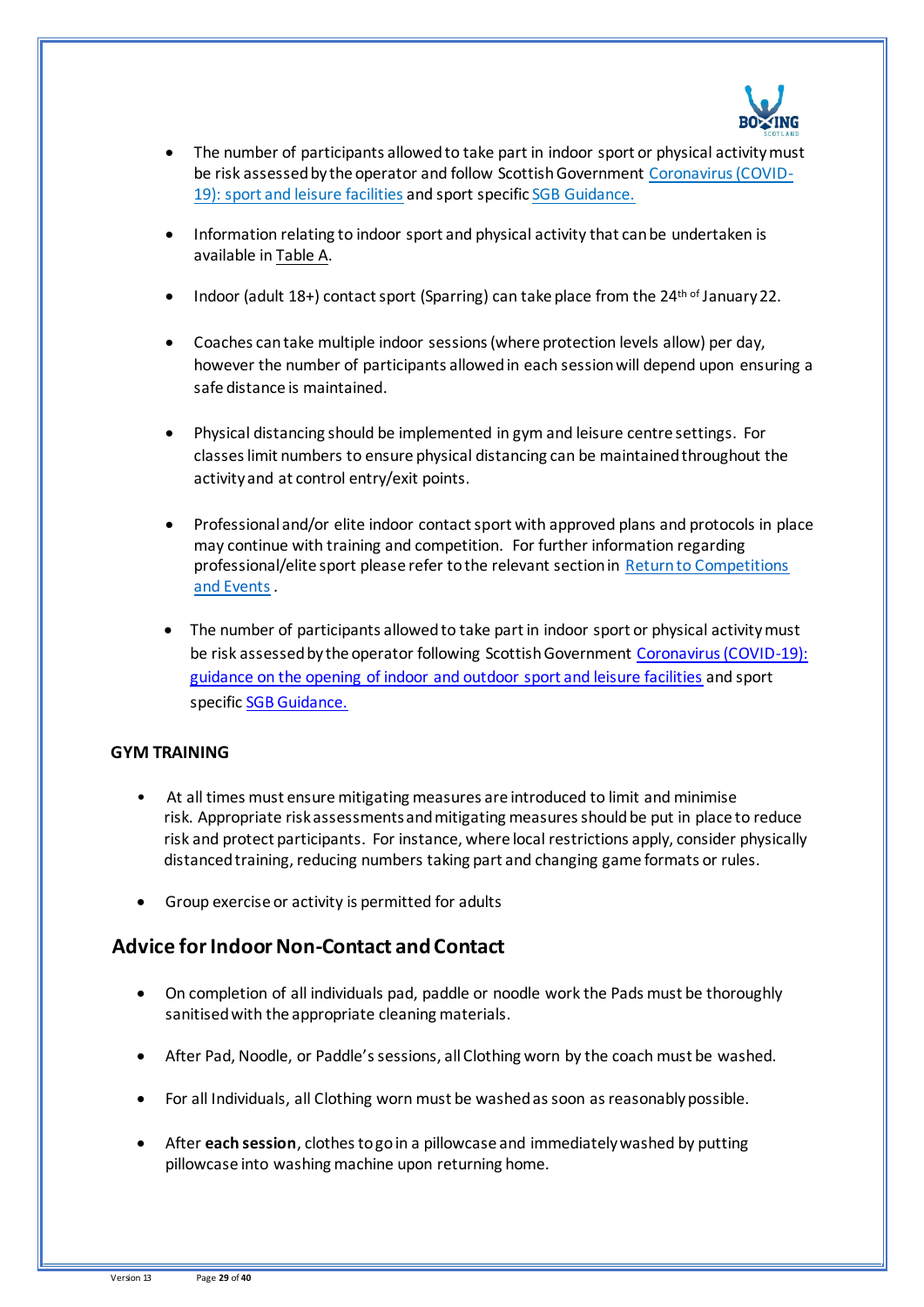- The number of participants allowed to take part in indoor sport or physical activity must be risk assessed by the operator and follow Scottish Government Coronavirus (COVID-19): sport and leisure facilities and sport specific SGB Guidance.

- Information relating to indoor sport and physical activity that can be undertaken is available in Table A.

- Indoor (adult 18+) contact sport (Sparring) can take place from the 24th of January 22.

- Coaches can take multiple indoor sessions (where protection levels allow) per day, however the number of participants allowed in each session will depend upon ensuring a safe distance is maintained.

- Physical distancing should be implemented in gym and leisure centre settings. For classes limit numbers to ensure physical distancing can be maintained throughout the activity and at control entry/exit points.

- Professional and/or elite indoor contact sport with approved plans and protocols in place may continue with training and competition. For further information regarding professional/elite sport please refer to the relevant section in Return to Competitions and Events.

- The number of participants allowed to take part in indoor sport or physical activity must be risk assessed by the operator following Scottish Government Coronavirus (COVID-19): guidance on the opening of indoor and outdoor sport and leisure facilities and sport specific SGB Guidance.

**GYM TRAINING**

- At all times must ensure mitigating measures are introduced to limit and minimise risk. Appropriate risk assessments and mitigating measures should be put in place to reduce risk and protect participants. For instance, where local restrictions apply, consider physically distanced training, reducing numbers taking part and changing game formats or rules.

- Group exercise or activity is permitted for adults

## Advice for Indoor Non-Contact and Contact

- On completion of all individuals pad, paddle or noodle work the Pads must be thoroughly sanitised with the appropriate cleaning materials.

- After Pad, Noodle, or Paddle's sessions, all Clothing worn by the coach must be washed.

- For all Individuals, all Clothing worn must be washed as soon as reasonably possible.

- After **each session**, clothes to go in a pillowcase and immediately washed by putting pillowcase into washing machine upon returning home.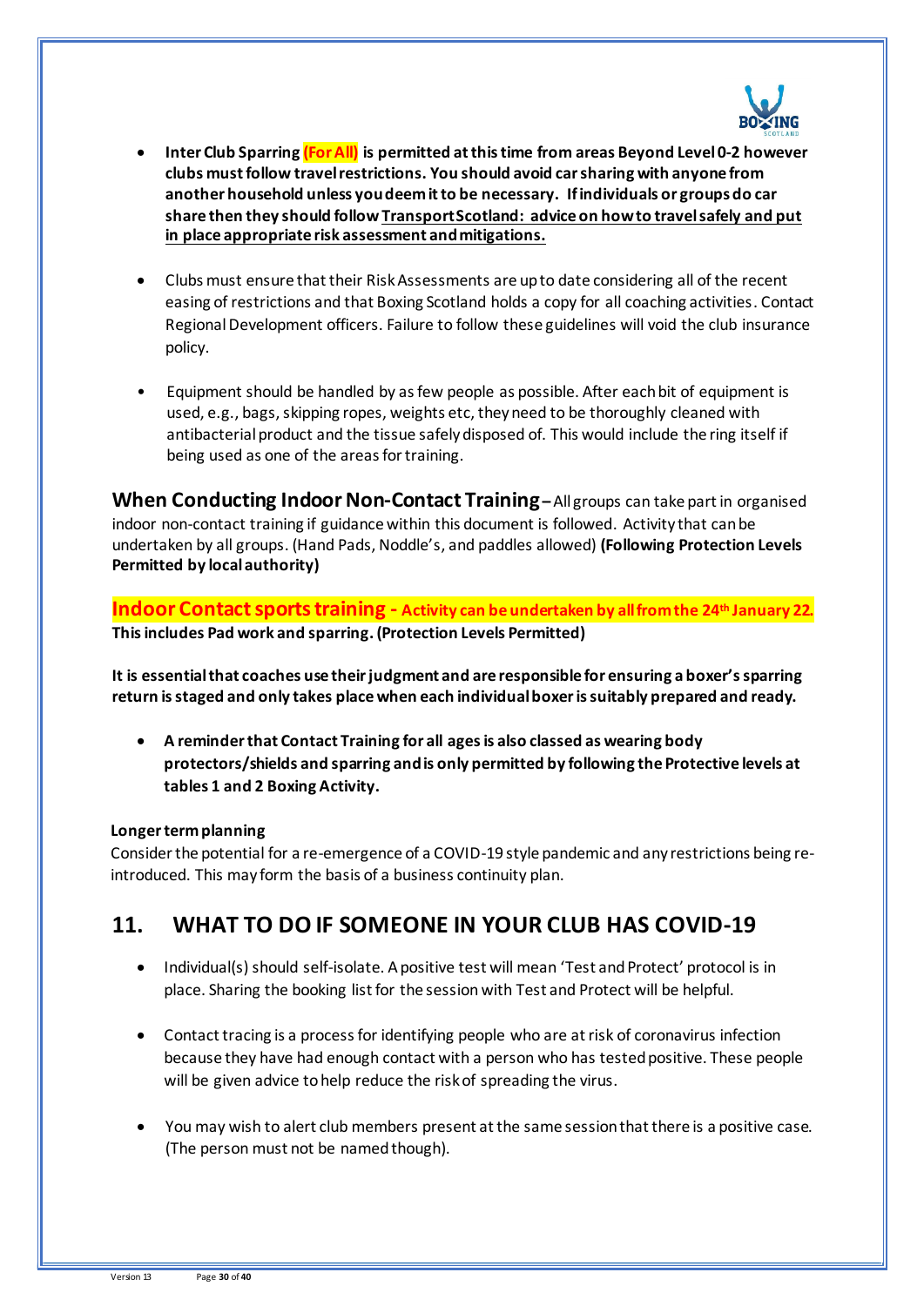- **Inter Club Sparring (For All) is permitted at this time from areas Beyond Level 0-2 however clubs must follow travel restrictions. You should avoid car sharing with anyone from another household unless you deem it to be necessary. If individuals or groups do car share then they should follow Transport Scotland: advice on how to travel safely and put in place appropriate risk assessment and mitigations.**

- Clubs must ensure that their Risk Assessments are up to date considering all of the recent easing of restrictions and that Boxing Scotland holds a copy for all coaching activities. Contact Regional Development officers. Failure to follow these guidelines will void the club insurance policy.

- Equipment should be handled by as few people as possible. After each bit of equipment is used, e.g., bags, skipping ropes, weights etc, they need to be thoroughly cleaned with antibacterial product and the tissue safely disposed of. This would include the ring itself if being used as one of the areas for training.

**When Conducting Indoor Non-Contact Training** – All groups can take part in organised indoor non-contact training if guidance within this document is followed. Activity that can be undertaken by all groups. (Hand Pads, Noddle's, and paddles allowed) **(Following Protection Levels Permitted by local authority)**

**Indoor Contact sports training - Activity can be undertaken by all from the 24th January 22.**
**This includes Pad work and sparring. (Protection Levels Permitted)**

**It is essential that coaches use their judgment and are responsible for ensuring a boxer's sparring return is staged and only takes place when each individual boxer is suitably prepared and ready.**

- **A reminder that Contact Training for all ages is also classed as wearing body protectors/shields and sparring and is only permitted by following the Protective levels at tables 1 and 2 Boxing Activity.**

**Longer term planning**
Consider the potential for a re-emergence of a COVID-19 style pandemic and any restrictions being re-introduced. This may form the basis of a business continuity plan.

## 11. WHAT TO DO IF SOMEONE IN YOUR CLUB HAS COVID-19

- Individual(s) should self-isolate. A positive test will mean 'Test and Protect' protocol is in place. Sharing the booking list for the session with Test and Protect will be helpful.

- Contact tracing is a process for identifying people who are at risk of coronavirus infection because they have had enough contact with a person who has tested positive. These people will be given advice to help reduce the risk of spreading the virus.

- You may wish to alert club members present at the same session that there is a positive case. (The person must not be named though).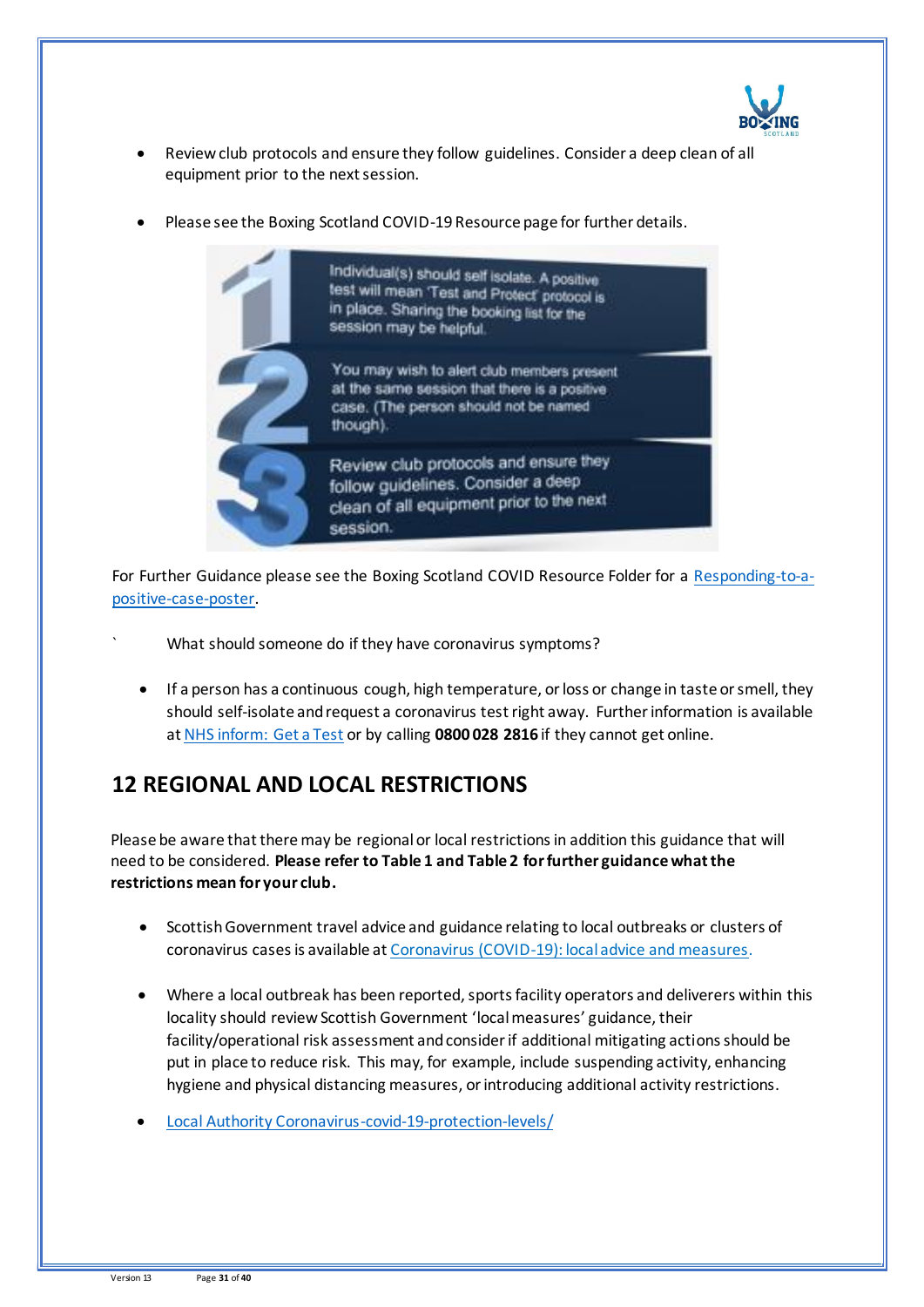- Review club protocols and ensure they follow guidelines. Consider a deep clean of all equipment prior to the next session.

- Please see the Boxing Scotland COVID-19 Resource page for further details.

1. Individual(s) should self isolate. A positive test will mean 'Test and Protect' protocol is in place. Sharing the booking list for the session may be helpful.
2. You may wish to alert club members present at the same session that there is a positive case. (The person should not be named though).
3. Review club protocols and ensure they follow guidelines. Consider a deep clean of all equipment prior to the next session.

For Further Guidance please see the Boxing Scotland COVID Resource Folder for a Responding-to-a-positive-case-poster.

What should someone do if they have coronavirus symptoms?

- If a person has a continuous cough, high temperature, or loss or change in taste or smell, they should self-isolate and request a coronavirus test right away. Further information is available at NHS inform: Get a Test or by calling **0800 028 2816** if they cannot get online.

## 12 REGIONAL AND LOCAL RESTRICTIONS

Please be aware that there may be regional or local restrictions in addition this guidance that will need to be considered. **Please refer to Table 1 and Table 2 for further guidance what the restrictions mean for your club.**

- Scottish Government travel advice and guidance relating to local outbreaks or clusters of coronavirus cases is available at Coronavirus (COVID-19): local advice and measures.

- Where a local outbreak has been reported, sports facility operators and deliverers within this locality should review Scottish Government 'local measures' guidance, their facility/operational risk assessment and consider if additional mitigating actions should be put in place to reduce risk. This may, for example, include suspending activity, enhancing hygiene and physical distancing measures, or introducing additional activity restrictions.

- Local Authority Coronavirus-covid-19-protection-levels/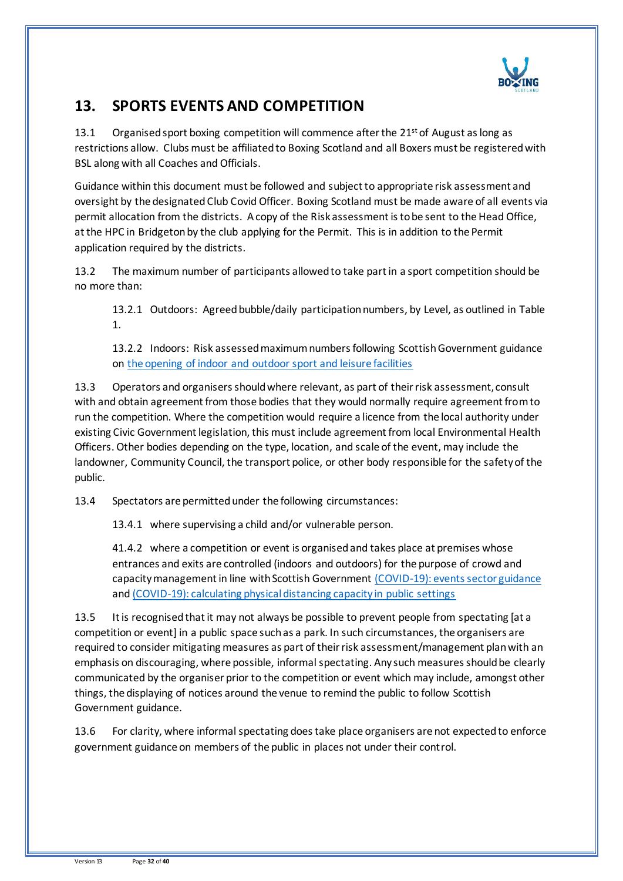## 13. SPORTS EVENTS AND COMPETITION

13.1 Organised sport boxing competition will commence after the 21st of August as long as restrictions allow. Clubs must be affiliated to Boxing Scotland and all Boxers must be registered with BSL along with all Coaches and Officials.

Guidance within this document must be followed and subject to appropriate risk assessment and oversight by the designated Club Covid Officer. Boxing Scotland must be made aware of all events via permit allocation from the districts. A copy of the Risk assessment is to be sent to the Head Office, at the HPC in Bridgeton by the club applying for the Permit. This is in addition to the Permit application required by the districts.

13.2 The maximum number of participants allowed to take part in a sport competition should be no more than:

> 13.2.1 Outdoors: Agreed bubble/daily participation numbers, by Level, as outlined in Table 1.
>
> 13.2.2 Indoors: Risk assessed maximum numbers following Scottish Government guidance on the opening of indoor and outdoor sport and leisure facilities

13.3 Operators and organisers should where relevant, as part of their risk assessment, consult with and obtain agreement from those bodies that they would normally require agreement from to run the competition. Where the competition would require a licence from the local authority under existing Civic Government legislation, this must include agreement from local Environmental Health Officers. Other bodies depending on the type, location, and scale of the event, may include the landowner, Community Council, the transport police, or other body responsible for the safety of the public.

13.4 Spectators are permitted under the following circumstances:

> 13.4.1 where supervising a child and/or vulnerable person.
>
> 41.4.2 where a competition or event is organised and takes place at premises whose entrances and exits are controlled (indoors and outdoors) for the purpose of crowd and capacity management in line with Scottish Government (COVID-19): events sector guidance and (COVID-19): calculating physical distancing capacity in public settings

13.5 It is recognised that it may not always be possible to prevent people from spectating [at a competition or event] in a public space such as a park. In such circumstances, the organisers are required to consider mitigating measures as part of their risk assessment/management plan with an emphasis on discouraging, where possible, informal spectating. Any such measures should be clearly communicated by the organiser prior to the competition or event which may include, amongst other things, the displaying of notices around the venue to remind the public to follow Scottish Government guidance.

13.6 For clarity, where informal spectating does take place organisers are not expected to enforce government guidance on members of the public in places not under their control.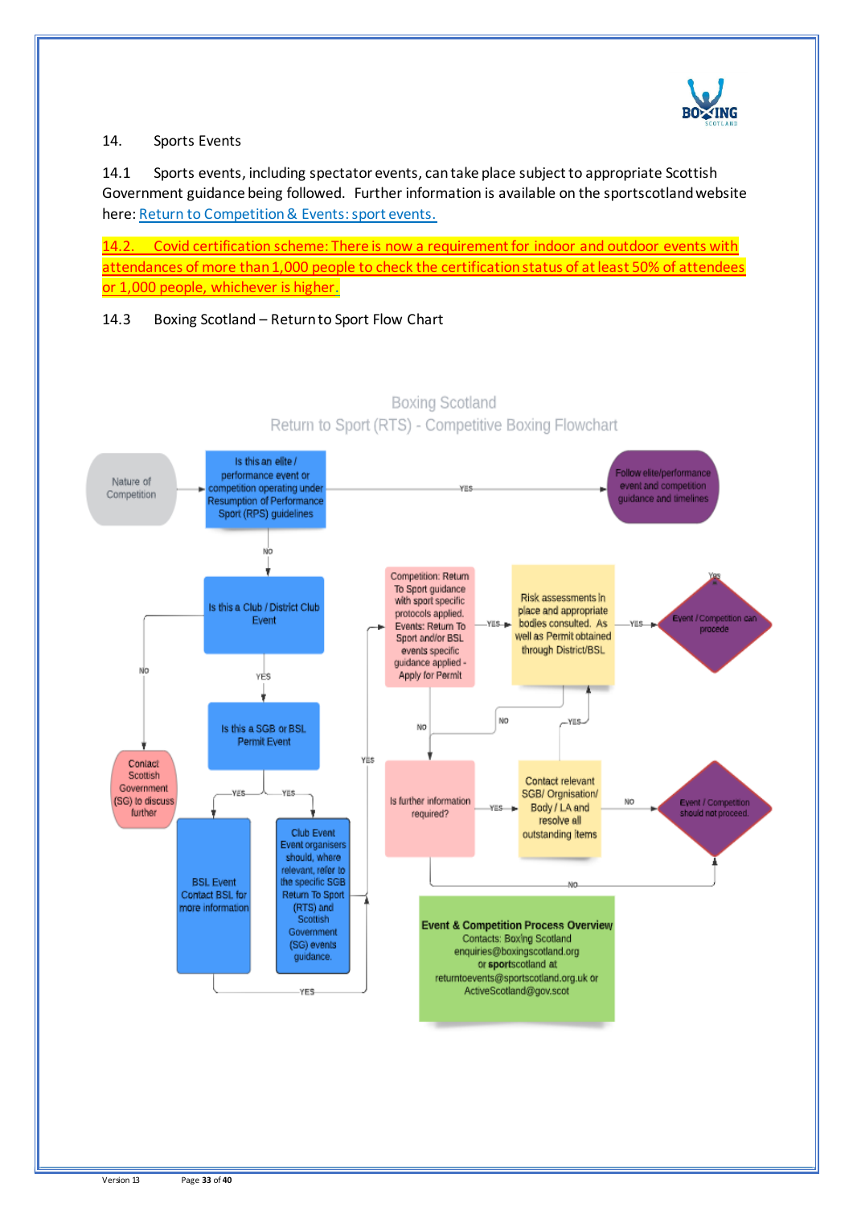## 14. Sports Events

14.1 Sports events, including spectator events, can take place subject to appropriate Scottish Government guidance being followed. Further information is available on the sportscotland website here: [Return to Competition & Events: sport events.](#)

**14.2. Covid certification scheme: There is now a requirement for indoor and outdoor events with attendances of more than 1,000 people to check the certification status of at least 50% of attendees or 1,000 people, whichever is higher.**

14.3 Boxing Scotland – Return to Sport Flow Chart

Boxing Scotland

Return to Sport (RTS) - Competitive Boxing Flowchart

- Nature of Competition → Is this an elite / performance event or competition operating under Resumption of Performance Sport (RPS) guidelines
  - YES → Follow elite/performance event and competition guidance and timelines
  - NO → Is this a Club / District Club Event
    - NO → Contact Scottish Government (SG) to discuss further
    - YES → Is this a SGB or BSL Permit Event
      - YES → BSL Event Contact BSL for more information
      - YES → Club Event Event organisers should, where relevant, refer to the specific SGB Return To Sport (RTS) and Scottish Government (SG) events guidance.
      - YES → Competition: Return To Sport guidance with sport specific protocols applied. Events: Return To Sport and/or BSL events specific guidance applied - Apply for Permit
        - YES → Risk assessments in place and appropriate bodies consulted. As well as Permit obtained through District/BSL
          - YES → Event / Competition can procede
          - NO → Is further information required?
        - NO → Is further information required?
          - YES → Contact relevant SGB/ Orgnisation/ Body / LA and resolve all outstanding items
            - YES → Risk assessments in place and appropriate bodies consulted. As well as Permit obtained through District/BSL
            - NO → Event / Competition should not proceed.
          - NO → Event / Competition should not proceed.

**Event & Competition Process Overview**
Contacts: Boxing Scotland
enquiries@boxingscotland.org
or **sport**scotland at
returntoevents@sportscotland.org.uk or
ActiveScotland@gov.scot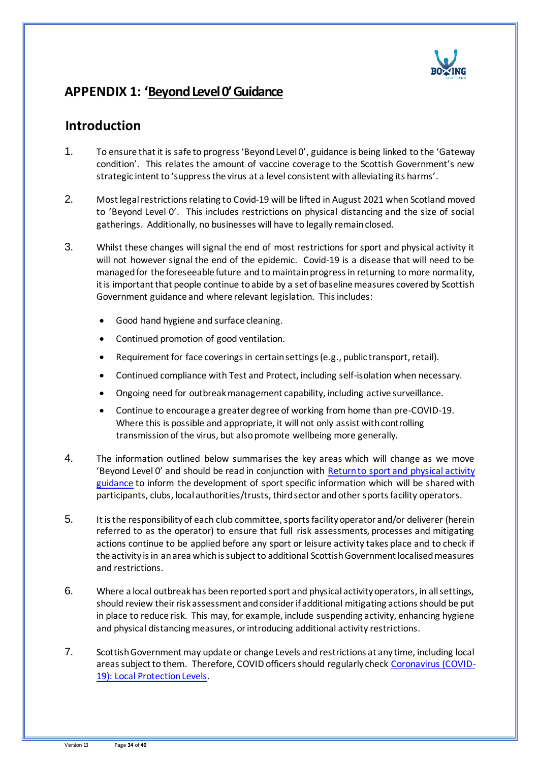## APPENDIX 1: 'Beyond Level 0' Guidance

## Introduction

1. To ensure that it is safe to progress 'Beyond Level 0', guidance is being linked to the 'Gateway condition'. This relates the amount of vaccine coverage to the Scottish Government's new strategic intent to 'suppress the virus at a level consistent with alleviating its harms'.

2. Most legal restrictions relating to Covid-19 will be lifted in August 2021 when Scotland moved to 'Beyond Level 0'. This includes restrictions on physical distancing and the size of social gatherings. Additionally, no businesses will have to legally remain closed.

3. Whilst these changes will signal the end of most restrictions for sport and physical activity it will not however signal the end of the epidemic. Covid-19 is a disease that will need to be managed for the foreseeable future and to maintain progress in returning to more normality, it is important that people continue to abide by a set of baseline measures covered by Scottish Government guidance and where relevant legislation. This includes:

   - Good hand hygiene and surface cleaning.
   - Continued promotion of good ventilation.
   - Requirement for face coverings in certain settings (e.g., public transport, retail).
   - Continued compliance with Test and Protect, including self-isolation when necessary.
   - Ongoing need for outbreak management capability, including active surveillance.
   - Continue to encourage a greater degree of working from home than pre-COVID-19. Where this is possible and appropriate, it will not only assist with controlling transmission of the virus, but also promote wellbeing more generally.

4. The information outlined below summarises the key areas which will change as we move 'Beyond Level 0' and should be read in conjunction with Return to sport and physical activity guidance to inform the development of sport specific information which will be shared with participants, clubs, local authorities/trusts, third sector and other sports facility operators.

5. It is the responsibility of each club committee, sports facility operator and/or deliverer (herein referred to as the operator) to ensure that full risk assessments, processes and mitigating actions continue to be applied before any sport or leisure activity takes place and to check if the activity is in an area which is subject to additional Scottish Government localised measures and restrictions.

6. Where a local outbreak has been reported sport and physical activity operators, in all settings, should review their risk assessment and consider if additional mitigating actions should be put in place to reduce risk. This may, for example, include suspending activity, enhancing hygiene and physical distancing measures, or introducing additional activity restrictions.

7. Scottish Government may update or change Levels and restrictions at any time, including local areas subject to them. Therefore, COVID officers should regularly check Coronavirus (COVID-19): Local Protection Levels.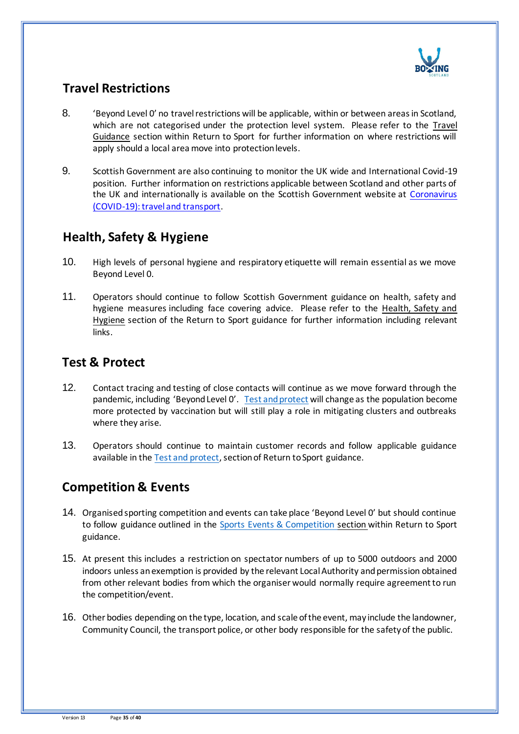## Travel Restrictions

8. 'Beyond Level 0' no travel restrictions will be applicable, within or between areas in Scotland, which are not categorised under the protection level system. Please refer to the Travel Guidance section within Return to Sport for further information on where restrictions will apply should a local area move into protection levels.

9. Scottish Government are also continuing to monitor the UK wide and International Covid-19 position. Further information on restrictions applicable between Scotland and other parts of the UK and internationally is available on the Scottish Government website at Coronavirus (COVID-19): travel and transport.

## Health, Safety & Hygiene

10. High levels of personal hygiene and respiratory etiquette will remain essential as we move Beyond Level 0.

11. Operators should continue to follow Scottish Government guidance on health, safety and hygiene measures including face covering advice. Please refer to the Health, Safety and Hygiene section of the Return to Sport guidance for further information including relevant links.

## Test & Protect

12. Contact tracing and testing of close contacts will continue as we move forward through the pandemic, including 'Beyond Level 0'. Test and protect will change as the population become more protected by vaccination but will still play a role in mitigating clusters and outbreaks where they arise.

13. Operators should continue to maintain customer records and follow applicable guidance available in the Test and protect, section of Return to Sport guidance.

## Competition & Events

14. Organised sporting competition and events can take place 'Beyond Level 0' but should continue to follow guidance outlined in the Sports Events & Competition section within Return to Sport guidance.

15. At present this includes a restriction on spectator numbers of up to 5000 outdoors and 2000 indoors unless an exemption is provided by the relevant Local Authority and permission obtained from other relevant bodies from which the organiser would normally require agreement to run the competition/event.

16. Other bodies depending on the type, location, and scale of the event, may include the landowner, Community Council, the transport police, or other body responsible for the safety of the public.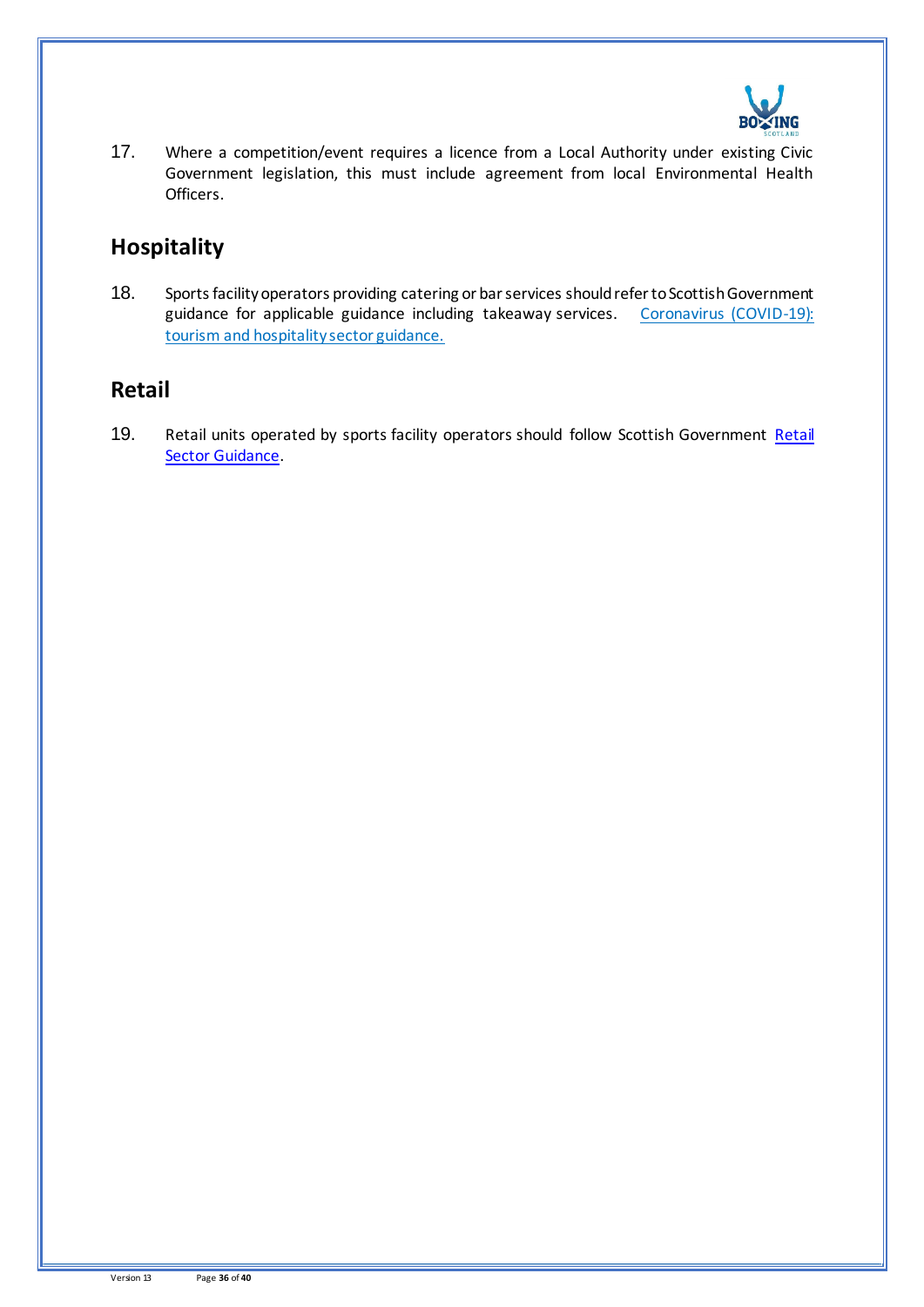17. Where a competition/event requires a licence from a Local Authority under existing Civic Government legislation, this must include agreement from local Environmental Health Officers.

## Hospitality

18. Sports facility operators providing catering or bar services should refer to Scottish Government guidance for applicable guidance including takeaway services. Coronavirus (COVID-19): tourism and hospitality sector guidance.

## Retail

19. Retail units operated by sports facility operators should follow Scottish Government Retail Sector Guidance.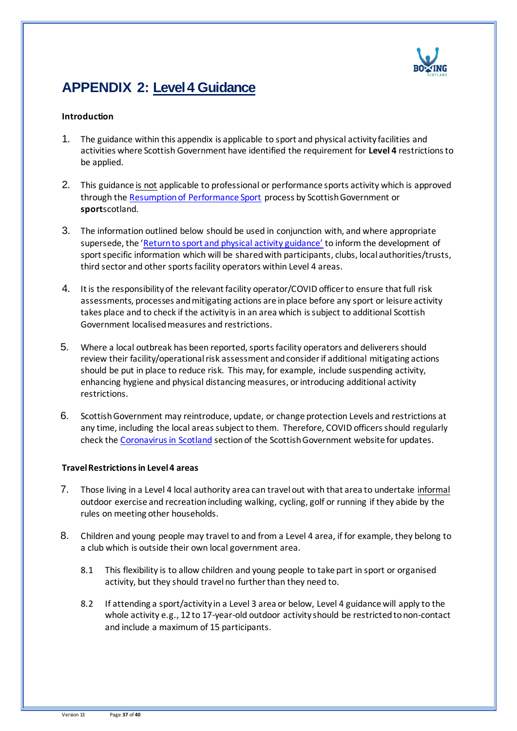# APPENDIX 2: Level 4 Guidance

**Introduction**

1. The guidance within this appendix is applicable to sport and physical activity facilities and activities where Scottish Government have identified the requirement for **Level 4** restrictions to be applied.

2. This guidance is not applicable to professional or performance sports activity which is approved through the Resumption of Performance Sport process by Scottish Government or **sport**scotland.

3. The information outlined below should be used in conjunction with, and where appropriate supersede, the 'Return to sport and physical activity guidance' to inform the development of sport specific information which will be shared with participants, clubs, local authorities/trusts, third sector and other sports facility operators within Level 4 areas.

4. It is the responsibility of the relevant facility operator/COVID officer to ensure that full risk assessments, processes and mitigating actions are in place before any sport or leisure activity takes place and to check if the activity is in an area which is subject to additional Scottish Government localised measures and restrictions.

5. Where a local outbreak has been reported, sports facility operators and deliverers should review their facility/operational risk assessment and consider if additional mitigating actions should be put in place to reduce risk. This may, for example, include suspending activity, enhancing hygiene and physical distancing measures, or introducing additional activity restrictions.

6. Scottish Government may reintroduce, update, or change protection Levels and restrictions at any time, including the local areas subject to them. Therefore, COVID officers should regularly check the Coronavirus in Scotland section of the Scottish Government website for updates.

**Travel Restrictions in Level 4 areas**

7. Those living in a Level 4 local authority area can travel out with that area to undertake informal outdoor exercise and recreation including walking, cycling, golf or running if they abide by the rules on meeting other households.

8. Children and young people may travel to and from a Level 4 area, if for example, they belong to a club which is outside their own local government area.

   8.1 This flexibility is to allow children and young people to take part in sport or organised activity, but they should travel no further than they need to.

   8.2 If attending a sport/activity in a Level 3 area or below, Level 4 guidance will apply to the whole activity e.g., 12 to 17-year-old outdoor activity should be restricted to non-contact and include a maximum of 15 participants.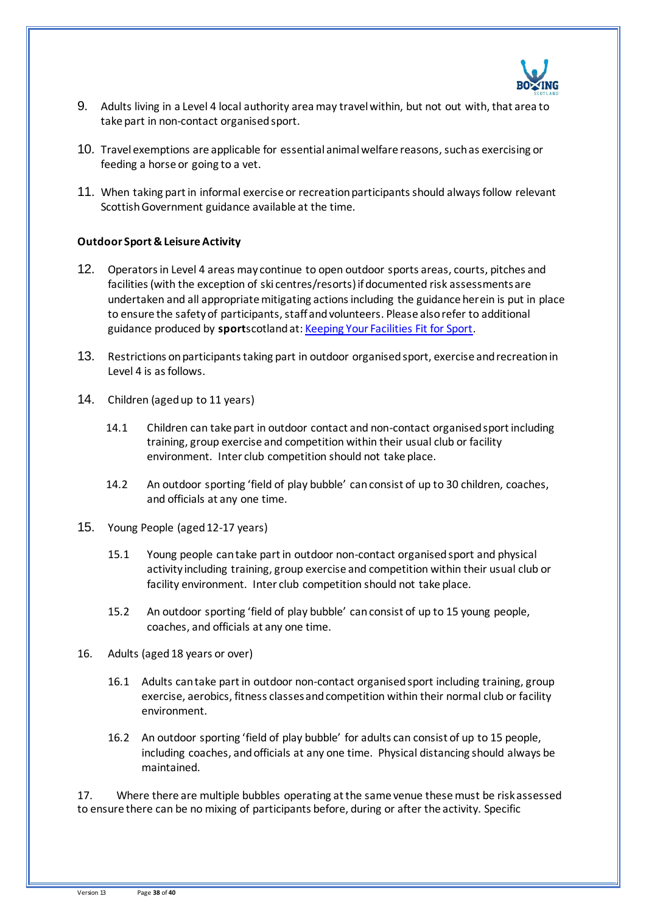9. Adults living in a Level 4 local authority area may travel within, but not out with, that area to take part in non-contact organised sport.

10. Travel exemptions are applicable for essential animal welfare reasons, such as exercising or feeding a horse or going to a vet.

11. When taking part in informal exercise or recreation participants should always follow relevant Scottish Government guidance available at the time.

**Outdoor Sport & Leisure Activity**

12. Operators in Level 4 areas may continue to open outdoor sports areas, courts, pitches and facilities (with the exception of ski centres/resorts) if documented risk assessments are undertaken and all appropriate mitigating actions including the guidance herein is put in place to ensure the safety of participants, staff and volunteers. Please also refer to additional guidance produced by **sport**scotland at: [Keeping Your Facilities Fit for Sport](Keeping Your Facilities Fit for Sport).

13. Restrictions on participants taking part in outdoor organised sport, exercise and recreation in Level 4 is as follows.

14. Children (aged up to 11 years)

    14.1 Children can take part in outdoor contact and non-contact organised sport including training, group exercise and competition within their usual club or facility environment. Inter club competition should not take place.

    14.2 An outdoor sporting 'field of play bubble' can consist of up to 30 children, coaches, and officials at any one time.

15. Young People (aged 12-17 years)

    15.1 Young people can take part in outdoor non-contact organised sport and physical activity including training, group exercise and competition within their usual club or facility environment. Inter club competition should not take place.

    15.2 An outdoor sporting 'field of play bubble' can consist of up to 15 young people, coaches, and officials at any one time.

16. Adults (aged 18 years or over)

    16.1 Adults can take part in outdoor non-contact organised sport including training, group exercise, aerobics, fitness classes and competition within their normal club or facility environment.

    16.2 An outdoor sporting 'field of play bubble' for adults can consist of up to 15 people, including coaches, and officials at any one time. Physical distancing should always be maintained.

17. Where there are multiple bubbles operating at the same venue these must be risk assessed to ensure there can be no mixing of participants before, during or after the activity. Specific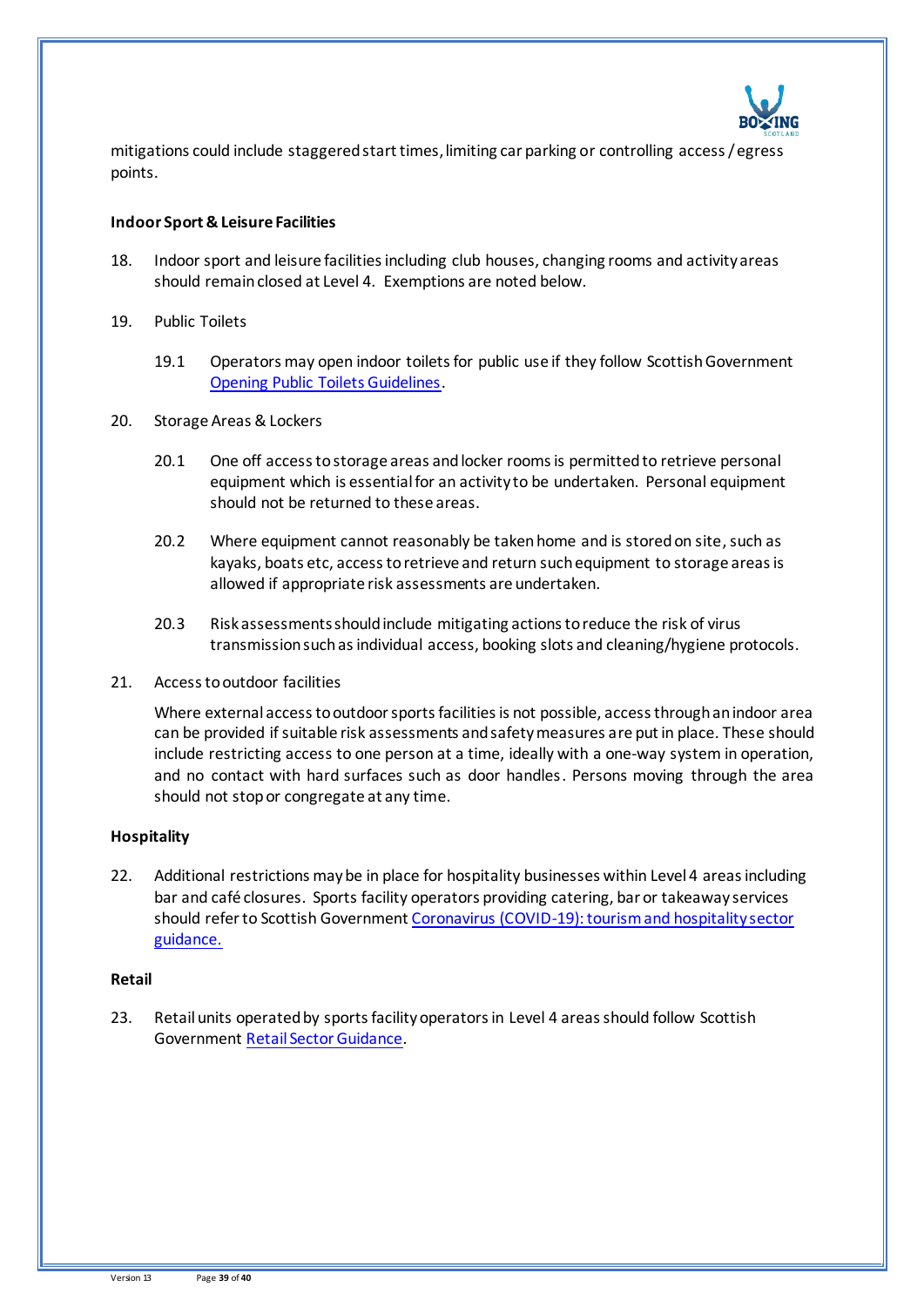mitigations could include staggered start times, limiting car parking or controlling access / egress points.

**Indoor Sport & Leisure Facilities**

18. Indoor sport and leisure facilities including club houses, changing rooms and activity areas should remain closed at Level 4. Exemptions are noted below.

19. Public Toilets

    19.1 Operators may open indoor toilets for public use if they follow Scottish Government Opening Public Toilets Guidelines.

20. Storage Areas & Lockers

    20.1 One off access to storage areas and locker rooms is permitted to retrieve personal equipment which is essential for an activity to be undertaken. Personal equipment should not be returned to these areas.

    20.2 Where equipment cannot reasonably be taken home and is stored on site, such as kayaks, boats etc, access to retrieve and return such equipment to storage areas is allowed if appropriate risk assessments are undertaken.

    20.3 Risk assessments should include mitigating actions to reduce the risk of virus transmission such as individual access, booking slots and cleaning/hygiene protocols.

21. Access to outdoor facilities

    Where external access to outdoor sports facilities is not possible, access through an indoor area can be provided if suitable risk assessments and safety measures are put in place. These should include restricting access to one person at a time, ideally with a one-way system in operation, and no contact with hard surfaces such as door handles. Persons moving through the area should not stop or congregate at any time.

**Hospitality**

22. Additional restrictions may be in place for hospitality businesses within Level 4 areas including bar and café closures. Sports facility operators providing catering, bar or takeaway services should refer to Scottish Government Coronavirus (COVID-19): tourism and hospitality sector guidance.

**Retail**

23. Retail units operated by sports facility operators in Level 4 areas should follow Scottish Government Retail Sector Guidance.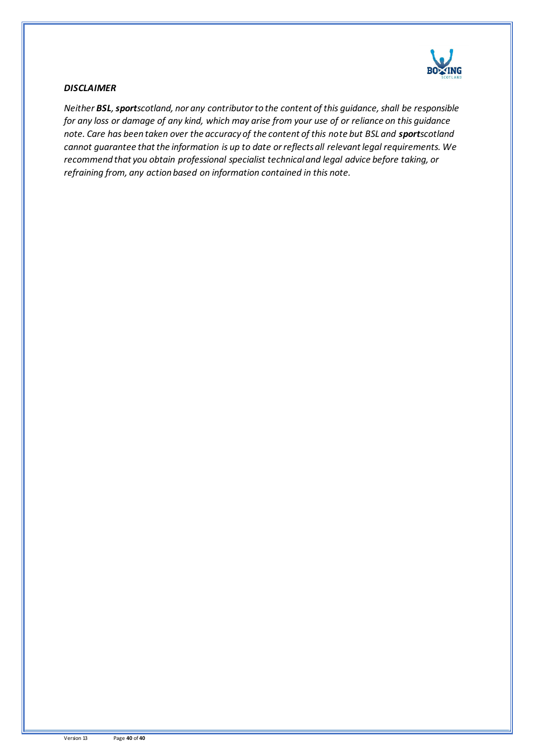***DISCLAIMER***

*Neither **BSL**, **sport**scotland, nor any contributor to the content of this guidance, shall be responsible for any loss or damage of any kind, which may arise from your use of or reliance on this guidance note. Care has been taken over the accuracy of the content of this note but BSL and **sport**scotland cannot guarantee that the information is up to date or reflects all relevant legal requirements. We recommend that you obtain professional specialist technical and legal advice before taking, or refraining from, any action based on information contained in this note.*